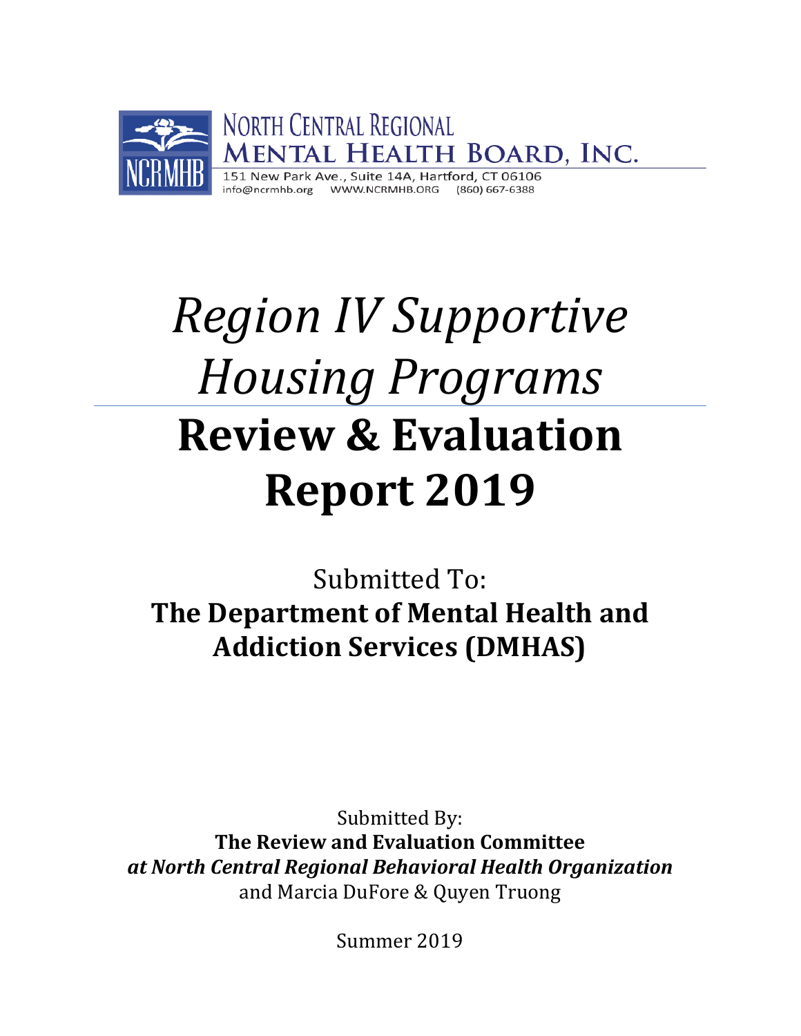NORTH CENTRAL REGIONAL
MENTAL HEALTH BOARD, INC.

151 New Park Ave., Suite 14A, Hartford, CT 06106
info@ncrmhb.org WWW.NCRMHB.ORG (860) 667-6388

# *Region IV Supportive Housing Programs*

# **Review & Evaluation Report 2019**

Submitted To:
**The Department of Mental Health and Addiction Services (DMHAS)**

Submitted By:
**The Review and Evaluation Committee**
***at North Central Regional Behavioral Health Organization***
and Marcia DuFore & Quyen Truong

Summer 2019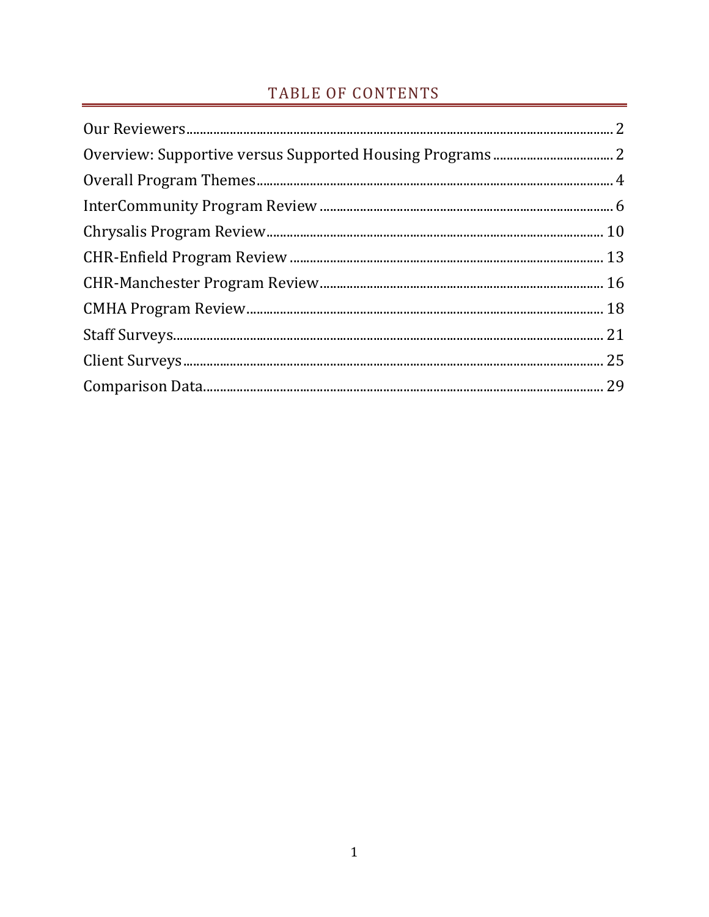# TABLE OF CONTENTS

| | |
|---|---|
| Our Reviewers | 2 |
| Overview: Supportive versus Supported Housing Programs | 2 |
| Overall Program Themes | 4 |
| InterCommunity Program Review | 6 |
| Chrysalis Program Review | 10 |
| CHR-Enfield Program Review | 13 |
| CHR-Manchester Program Review | 16 |
| CMHA Program Review | 18 |
| Staff Surveys | 21 |
| Client Surveys | 25 |
| Comparison Data | 29 |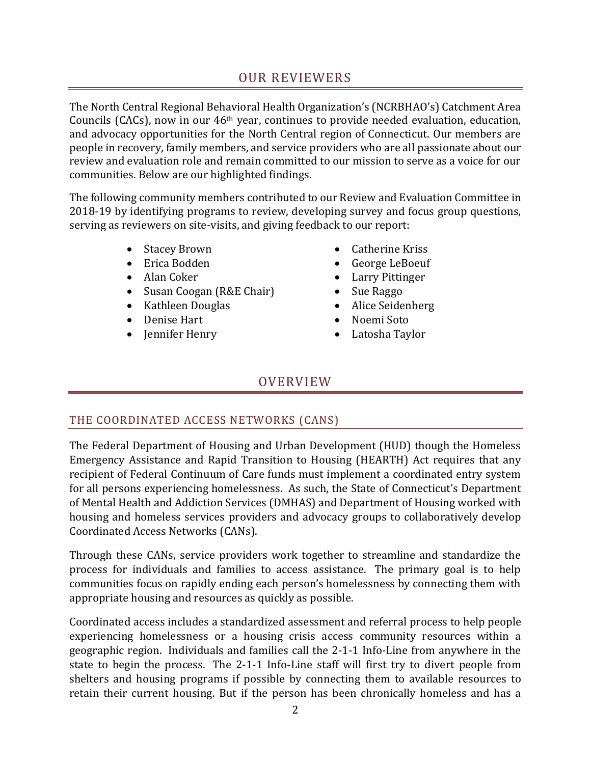## OUR REVIEWERS

The North Central Regional Behavioral Health Organization's (NCRBHAO's) Catchment Area Councils (CACs), now in our 46th year, continues to provide needed evaluation, education, and advocacy opportunities for the North Central region of Connecticut. Our members are people in recovery, family members, and service providers who are all passionate about our review and evaluation role and remain committed to our mission to serve as a voice for our communities. Below are our highlighted findings.

The following community members contributed to our Review and Evaluation Committee in 2018-19 by identifying programs to review, developing survey and focus group questions, serving as reviewers on site-visits, and giving feedback to our report:

- Stacey Brown
- Erica Bodden
- Alan Coker
- Susan Coogan (R&E Chair)
- Kathleen Douglas
- Denise Hart
- Jennifer Henry
- Catherine Kriss
- George LeBoeuf
- Larry Pittinger
- Sue Raggo
- Alice Seidenberg
- Noemi Soto
- Latosha Taylor

## OVERVIEW

### THE COORDINATED ACCESS NETWORKS (CANS)

The Federal Department of Housing and Urban Development (HUD) though the Homeless Emergency Assistance and Rapid Transition to Housing (HEARTH) Act requires that any recipient of Federal Continuum of Care funds must implement a coordinated entry system for all persons experiencing homelessness. As such, the State of Connecticut's Department of Mental Health and Addiction Services (DMHAS) and Department of Housing worked with housing and homeless services providers and advocacy groups to collaboratively develop Coordinated Access Networks (CANs).

Through these CANs, service providers work together to streamline and standardize the process for individuals and families to access assistance. The primary goal is to help communities focus on rapidly ending each person's homelessness by connecting them with appropriate housing and resources as quickly as possible.

Coordinated access includes a standardized assessment and referral process to help people experiencing homelessness or a housing crisis access community resources within a geographic region. Individuals and families call the 2-1-1 Info-Line from anywhere in the state to begin the process. The 2-1-1 Info-Line staff will first try to divert people from shelters and housing programs if possible by connecting them to available resources to retain their current housing. But if the person has been chronically homeless and has a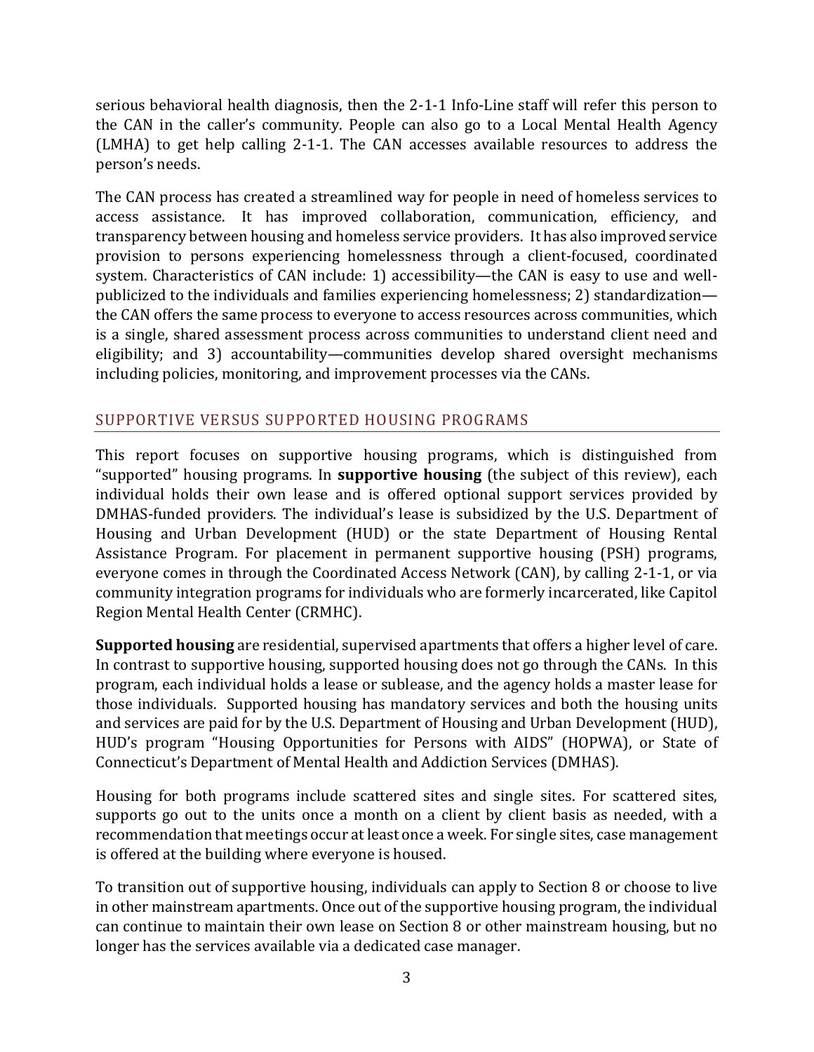serious behavioral health diagnosis, then the 2-1-1 Info-Line staff will refer this person to the CAN in the caller's community. People can also go to a Local Mental Health Agency (LMHA) to get help calling 2-1-1. The CAN accesses available resources to address the person's needs.

The CAN process has created a streamlined way for people in need of homeless services to access assistance. It has improved collaboration, communication, efficiency, and transparency between housing and homeless service providers. It has also improved service provision to persons experiencing homelessness through a client-focused, coordinated system. Characteristics of CAN include: 1) accessibility—the CAN is easy to use and well-publicized to the individuals and families experiencing homelessness; 2) standardization—the CAN offers the same process to everyone to access resources across communities, which is a single, shared assessment process across communities to understand client need and eligibility; and 3) accountability—communities develop shared oversight mechanisms including policies, monitoring, and improvement processes via the CANs.

## SUPPORTIVE VERSUS SUPPORTED HOUSING PROGRAMS

This report focuses on supportive housing programs, which is distinguished from "supported" housing programs. In **supportive housing** (the subject of this review), each individual holds their own lease and is offered optional support services provided by DMHAS-funded providers. The individual's lease is subsidized by the U.S. Department of Housing and Urban Development (HUD) or the state Department of Housing Rental Assistance Program. For placement in permanent supportive housing (PSH) programs, everyone comes in through the Coordinated Access Network (CAN), by calling 2-1-1, or via community integration programs for individuals who are formerly incarcerated, like Capitol Region Mental Health Center (CRMHC).

**Supported housing** are residential, supervised apartments that offers a higher level of care. In contrast to supportive housing, supported housing does not go through the CANs. In this program, each individual holds a lease or sublease, and the agency holds a master lease for those individuals. Supported housing has mandatory services and both the housing units and services are paid for by the U.S. Department of Housing and Urban Development (HUD), HUD's program "Housing Opportunities for Persons with AIDS" (HOPWA), or State of Connecticut's Department of Mental Health and Addiction Services (DMHAS).

Housing for both programs include scattered sites and single sites. For scattered sites, supports go out to the units once a month on a client by client basis as needed, with a recommendation that meetings occur at least once a week. For single sites, case management is offered at the building where everyone is housed.

To transition out of supportive housing, individuals can apply to Section 8 or choose to live in other mainstream apartments. Once out of the supportive housing program, the individual can continue to maintain their own lease on Section 8 or other mainstream housing, but no longer has the services available via a dedicated case manager.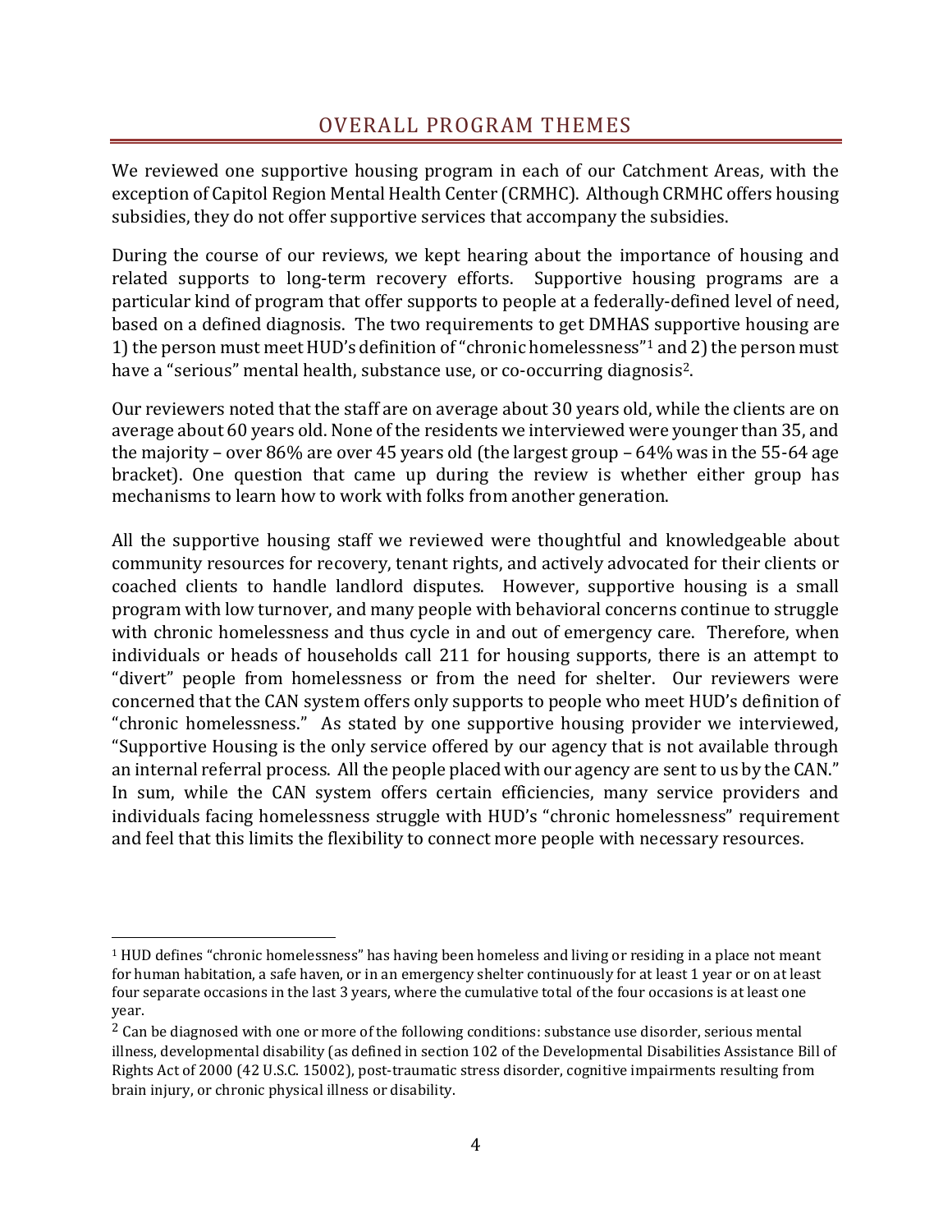## OVERALL PROGRAM THEMES

We reviewed one supportive housing program in each of our Catchment Areas, with the exception of Capitol Region Mental Health Center (CRMHC). Although CRMHC offers housing subsidies, they do not offer supportive services that accompany the subsidies.

During the course of our reviews, we kept hearing about the importance of housing and related supports to long-term recovery efforts. Supportive housing programs are a particular kind of program that offer supports to people at a federally-defined level of need, based on a defined diagnosis. The two requirements to get DMHAS supportive housing are 1) the person must meet HUD's definition of "chronic homelessness"[1] and 2) the person must have a "serious" mental health, substance use, or co-occurring diagnosis[2].

Our reviewers noted that the staff are on average about 30 years old, while the clients are on average about 60 years old. None of the residents we interviewed were younger than 35, and the majority – over 86% are over 45 years old (the largest group – 64% was in the 55-64 age bracket). One question that came up during the review is whether either group has mechanisms to learn how to work with folks from another generation.

All the supportive housing staff we reviewed were thoughtful and knowledgeable about community resources for recovery, tenant rights, and actively advocated for their clients or coached clients to handle landlord disputes. However, supportive housing is a small program with low turnover, and many people with behavioral concerns continue to struggle with chronic homelessness and thus cycle in and out of emergency care. Therefore, when individuals or heads of households call 211 for housing supports, there is an attempt to "divert" people from homelessness or from the need for shelter. Our reviewers were concerned that the CAN system offers only supports to people who meet HUD's definition of "chronic homelessness." As stated by one supportive housing provider we interviewed, "Supportive Housing is the only service offered by our agency that is not available through an internal referral process. All the people placed with our agency are sent to us by the CAN." In sum, while the CAN system offers certain efficiencies, many service providers and individuals facing homelessness struggle with HUD's "chronic homelessness" requirement and feel that this limits the flexibility to connect more people with necessary resources.

---

[1] HUD defines "chronic homelessness" has having been homeless and living or residing in a place not meant for human habitation, a safe haven, or in an emergency shelter continuously for at least 1 year or on at least four separate occasions in the last 3 years, where the cumulative total of the four occasions is at least one year.

[2] Can be diagnosed with one or more of the following conditions: substance use disorder, serious mental illness, developmental disability (as defined in section 102 of the Developmental Disabilities Assistance Bill of Rights Act of 2000 (42 U.S.C. 15002), post-traumatic stress disorder, cognitive impairments resulting from brain injury, or chronic physical illness or disability.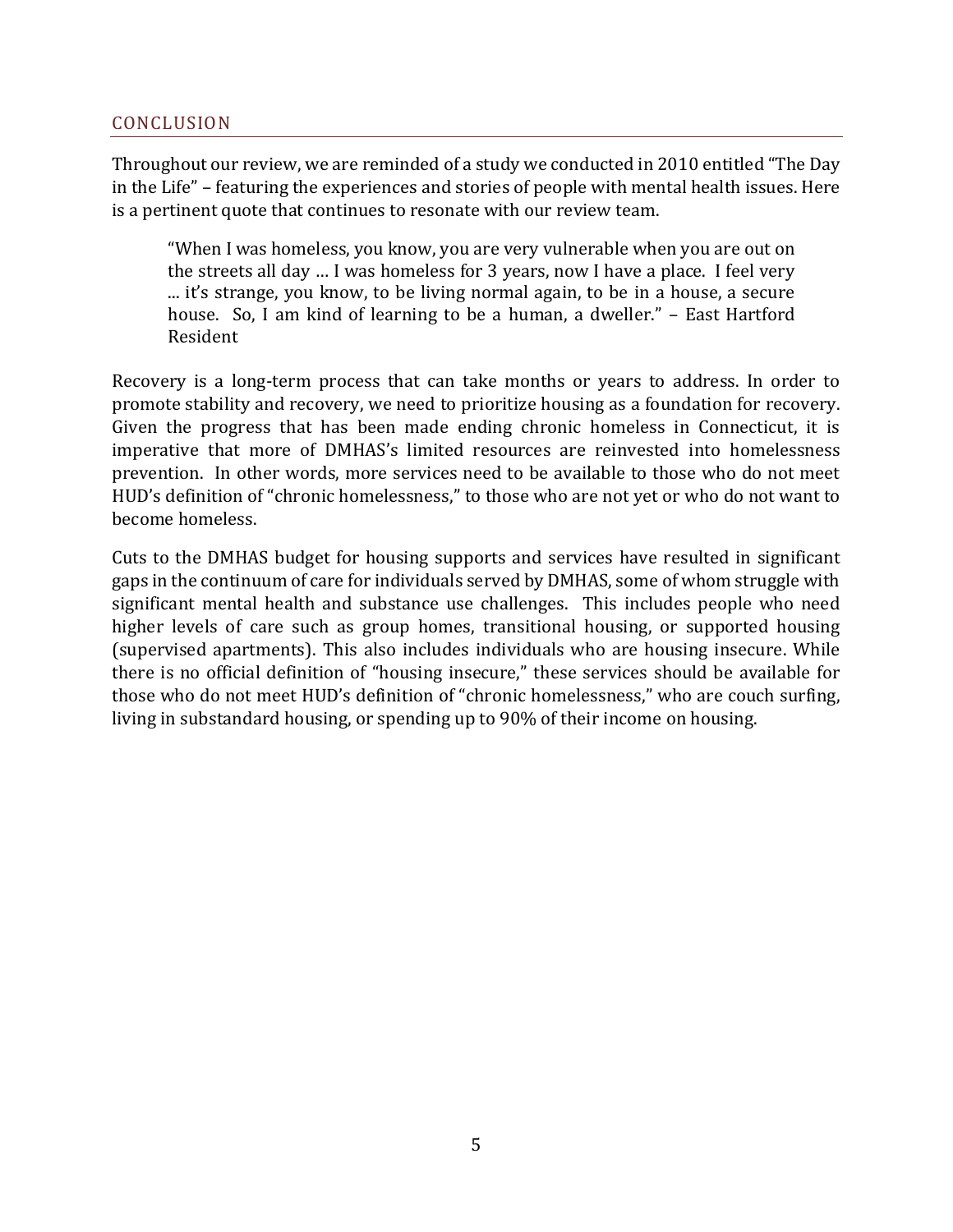## CONCLUSION

Throughout our review, we are reminded of a study we conducted in 2010 entitled "The Day in the Life" – featuring the experiences and stories of people with mental health issues. Here is a pertinent quote that continues to resonate with our review team.

> "When I was homeless, you know, you are very vulnerable when you are out on the streets all day … I was homeless for 3 years, now I have a place. I feel very ... it's strange, you know, to be living normal again, to be in a house, a secure house. So, I am kind of learning to be a human, a dweller." – East Hartford Resident

Recovery is a long-term process that can take months or years to address. In order to promote stability and recovery, we need to prioritize housing as a foundation for recovery. Given the progress that has been made ending chronic homeless in Connecticut, it is imperative that more of DMHAS's limited resources are reinvested into homelessness prevention. In other words, more services need to be available to those who do not meet HUD's definition of "chronic homelessness," to those who are not yet or who do not want to become homeless.

Cuts to the DMHAS budget for housing supports and services have resulted in significant gaps in the continuum of care for individuals served by DMHAS, some of whom struggle with significant mental health and substance use challenges. This includes people who need higher levels of care such as group homes, transitional housing, or supported housing (supervised apartments). This also includes individuals who are housing insecure. While there is no official definition of "housing insecure," these services should be available for those who do not meet HUD's definition of "chronic homelessness," who are couch surfing, living in substandard housing, or spending up to 90% of their income on housing.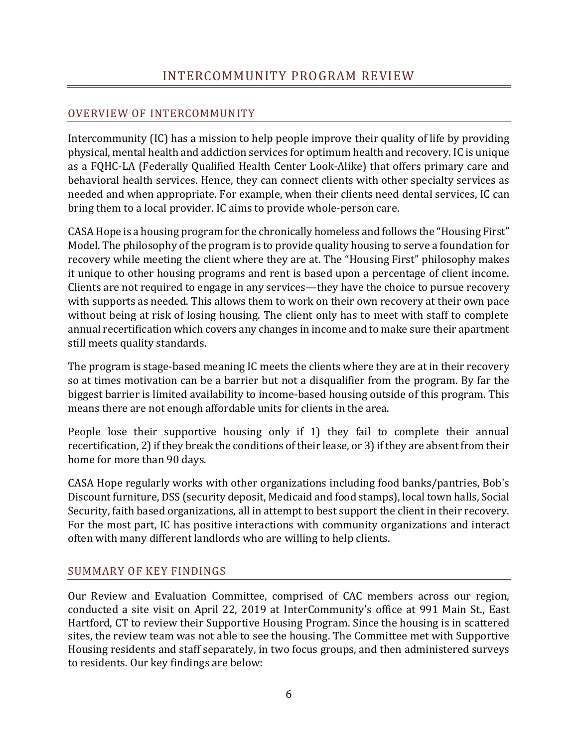# INTERCOMMUNITY PROGRAM REVIEW

## OVERVIEW OF INTERCOMMUNITY

Intercommunity (IC) has a mission to help people improve their quality of life by providing physical, mental health and addiction services for optimum health and recovery. IC is unique as a FQHC-LA (Federally Qualified Health Center Look-Alike) that offers primary care and behavioral health services. Hence, they can connect clients with other specialty services as needed and when appropriate. For example, when their clients need dental services, IC can bring them to a local provider. IC aims to provide whole-person care.

CASA Hope is a housing program for the chronically homeless and follows the "Housing First" Model. The philosophy of the program is to provide quality housing to serve a foundation for recovery while meeting the client where they are at. The "Housing First" philosophy makes it unique to other housing programs and rent is based upon a percentage of client income. Clients are not required to engage in any services—they have the choice to pursue recovery with supports as needed. This allows them to work on their own recovery at their own pace without being at risk of losing housing. The client only has to meet with staff to complete annual recertification which covers any changes in income and to make sure their apartment still meets quality standards.

The program is stage-based meaning IC meets the clients where they are at in their recovery so at times motivation can be a barrier but not a disqualifier from the program. By far the biggest barrier is limited availability to income-based housing outside of this program. This means there are not enough affordable units for clients in the area.

People lose their supportive housing only if 1) they fail to complete their annual recertification, 2) if they break the conditions of their lease, or 3) if they are absent from their home for more than 90 days.

CASA Hope regularly works with other organizations including food banks/pantries, Bob's Discount furniture, DSS (security deposit, Medicaid and food stamps), local town halls, Social Security, faith based organizations, all in attempt to best support the client in their recovery. For the most part, IC has positive interactions with community organizations and interact often with many different landlords who are willing to help clients.

## SUMMARY OF KEY FINDINGS

Our Review and Evaluation Committee, comprised of CAC members across our region, conducted a site visit on April 22, 2019 at InterCommunity's office at 991 Main St., East Hartford, CT to review their Supportive Housing Program. Since the housing is in scattered sites, the review team was not able to see the housing. The Committee met with Supportive Housing residents and staff separately, in two focus groups, and then administered surveys to residents. Our key findings are below: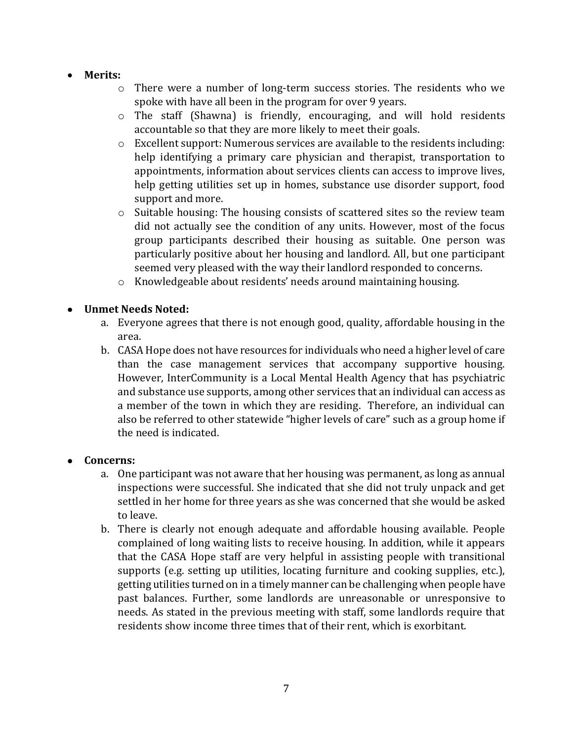- **Merits:**
  - There were a number of long-term success stories. The residents who we spoke with have all been in the program for over 9 years.
  - The staff (Shawna) is friendly, encouraging, and will hold residents accountable so that they are more likely to meet their goals.
  - Excellent support: Numerous services are available to the residents including: help identifying a primary care physician and therapist, transportation to appointments, information about services clients can access to improve lives, help getting utilities set up in homes, substance use disorder support, food support and more.
  - Suitable housing: The housing consists of scattered sites so the review team did not actually see the condition of any units. However, most of the focus group participants described their housing as suitable. One person was particularly positive about her housing and landlord. All, but one participant seemed very pleased with the way their landlord responded to concerns.
  - Knowledgeable about residents' needs around maintaining housing.

- **Unmet Needs Noted:**
  a. Everyone agrees that there is not enough good, quality, affordable housing in the area.
  b. CASA Hope does not have resources for individuals who need a higher level of care than the case management services that accompany supportive housing. However, InterCommunity is a Local Mental Health Agency that has psychiatric and substance use supports, among other services that an individual can access as a member of the town in which they are residing. Therefore, an individual can also be referred to other statewide "higher levels of care" such as a group home if the need is indicated.

- **Concerns:**
  a. One participant was not aware that her housing was permanent, as long as annual inspections were successful. She indicated that she did not truly unpack and get settled in her home for three years as she was concerned that she would be asked to leave.
  b. There is clearly not enough adequate and affordable housing available. People complained of long waiting lists to receive housing. In addition, while it appears that the CASA Hope staff are very helpful in assisting people with transitional supports (e.g. setting up utilities, locating furniture and cooking supplies, etc.), getting utilities turned on in a timely manner can be challenging when people have past balances. Further, some landlords are unreasonable or unresponsive to needs. As stated in the previous meeting with staff, some landlords require that residents show income three times that of their rent, which is exorbitant.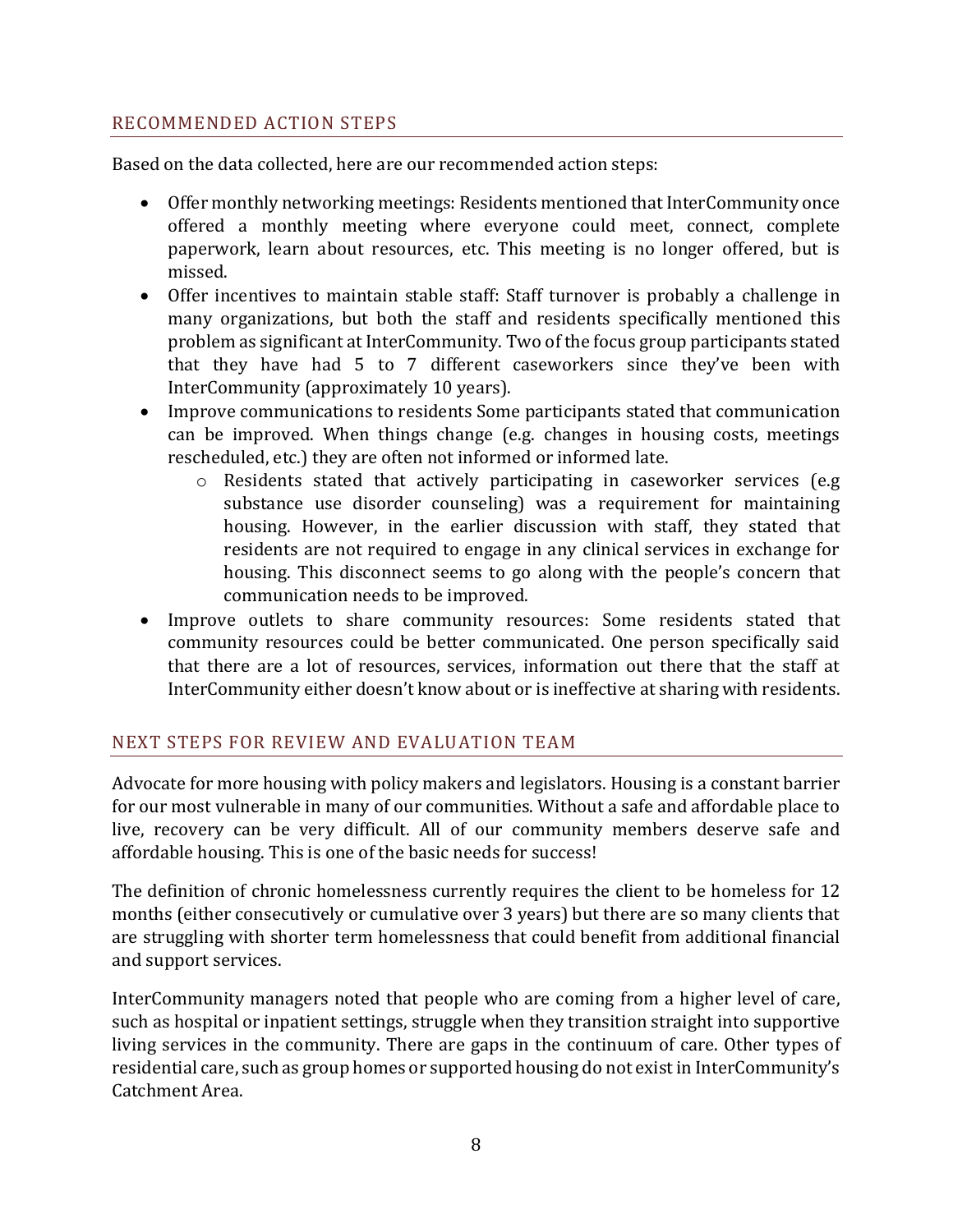## RECOMMENDED ACTION STEPS

Based on the data collected, here are our recommended action steps:

- Offer monthly networking meetings: Residents mentioned that InterCommunity once offered a monthly meeting where everyone could meet, connect, complete paperwork, learn about resources, etc. This meeting is no longer offered, but is missed.
- Offer incentives to maintain stable staff: Staff turnover is probably a challenge in many organizations, but both the staff and residents specifically mentioned this problem as significant at InterCommunity. Two of the focus group participants stated that they have had 5 to 7 different caseworkers since they've been with InterCommunity (approximately 10 years).
- Improve communications to residents Some participants stated that communication can be improved. When things change (e.g. changes in housing costs, meetings rescheduled, etc.) they are often not informed or informed late.
    - Residents stated that actively participating in caseworker services (e.g substance use disorder counseling) was a requirement for maintaining housing. However, in the earlier discussion with staff, they stated that residents are not required to engage in any clinical services in exchange for housing. This disconnect seems to go along with the people's concern that communication needs to be improved.
- Improve outlets to share community resources: Some residents stated that community resources could be better communicated. One person specifically said that there are a lot of resources, services, information out there that the staff at InterCommunity either doesn't know about or is ineffective at sharing with residents.

## NEXT STEPS FOR REVIEW AND EVALUATION TEAM

Advocate for more housing with policy makers and legislators. Housing is a constant barrier for our most vulnerable in many of our communities. Without a safe and affordable place to live, recovery can be very difficult. All of our community members deserve safe and affordable housing. This is one of the basic needs for success!

The definition of chronic homelessness currently requires the client to be homeless for 12 months (either consecutively or cumulative over 3 years) but there are so many clients that are struggling with shorter term homelessness that could benefit from additional financial and support services.

InterCommunity managers noted that people who are coming from a higher level of care, such as hospital or inpatient settings, struggle when they transition straight into supportive living services in the community. There are gaps in the continuum of care. Other types of residential care, such as group homes or supported housing do not exist in InterCommunity's Catchment Area.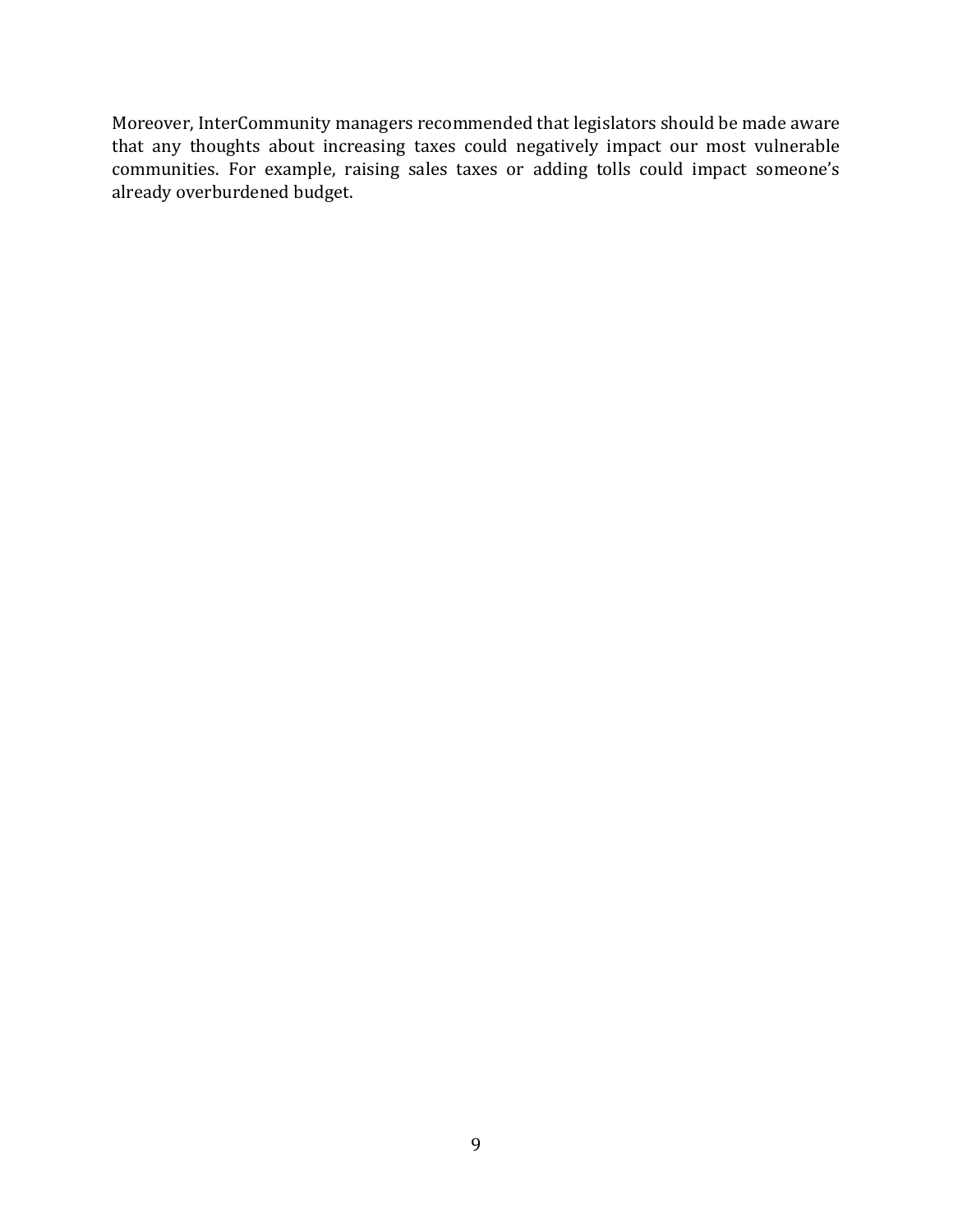Moreover, InterCommunity managers recommended that legislators should be made aware that any thoughts about increasing taxes could negatively impact our most vulnerable communities. For example, raising sales taxes or adding tolls could impact someone's already overburdened budget.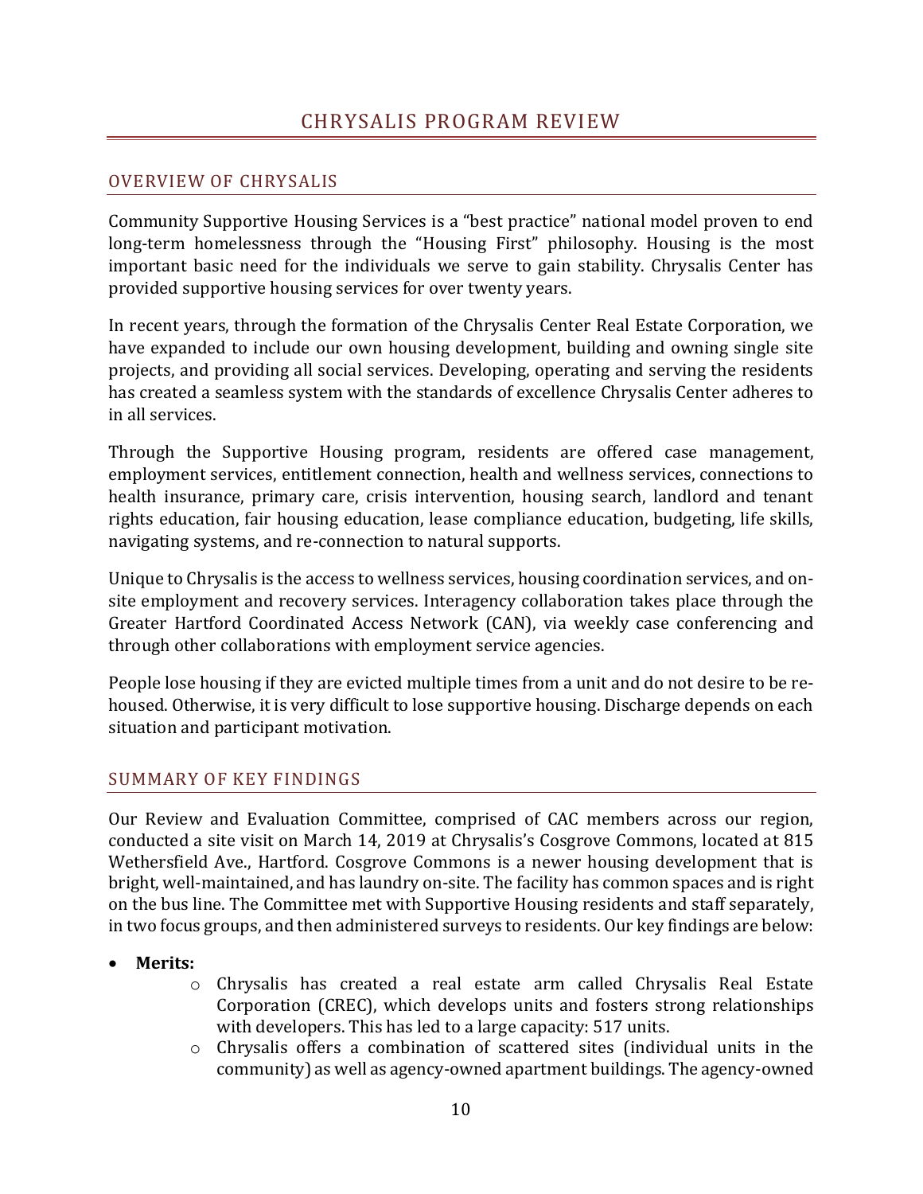# CHRYSALIS PROGRAM REVIEW

## OVERVIEW OF CHRYSALIS

Community Supportive Housing Services is a "best practice" national model proven to end long-term homelessness through the "Housing First" philosophy. Housing is the most important basic need for the individuals we serve to gain stability. Chrysalis Center has provided supportive housing services for over twenty years.

In recent years, through the formation of the Chrysalis Center Real Estate Corporation, we have expanded to include our own housing development, building and owning single site projects, and providing all social services. Developing, operating and serving the residents has created a seamless system with the standards of excellence Chrysalis Center adheres to in all services.

Through the Supportive Housing program, residents are offered case management, employment services, entitlement connection, health and wellness services, connections to health insurance, primary care, crisis intervention, housing search, landlord and tenant rights education, fair housing education, lease compliance education, budgeting, life skills, navigating systems, and re-connection to natural supports.

Unique to Chrysalis is the access to wellness services, housing coordination services, and on-site employment and recovery services. Interagency collaboration takes place through the Greater Hartford Coordinated Access Network (CAN), via weekly case conferencing and through other collaborations with employment service agencies.

People lose housing if they are evicted multiple times from a unit and do not desire to be re-housed. Otherwise, it is very difficult to lose supportive housing. Discharge depends on each situation and participant motivation.

## SUMMARY OF KEY FINDINGS

Our Review and Evaluation Committee, comprised of CAC members across our region, conducted a site visit on March 14, 2019 at Chrysalis's Cosgrove Commons, located at 815 Wethersfield Ave., Hartford. Cosgrove Commons is a newer housing development that is bright, well-maintained, and has laundry on-site. The facility has common spaces and is right on the bus line. The Committee met with Supportive Housing residents and staff separately, in two focus groups, and then administered surveys to residents. Our key findings are below:

- **Merits:**
  - Chrysalis has created a real estate arm called Chrysalis Real Estate Corporation (CREC), which develops units and fosters strong relationships with developers. This has led to a large capacity: 517 units.
  - Chrysalis offers a combination of scattered sites (individual units in the community) as well as agency-owned apartment buildings. The agency-owned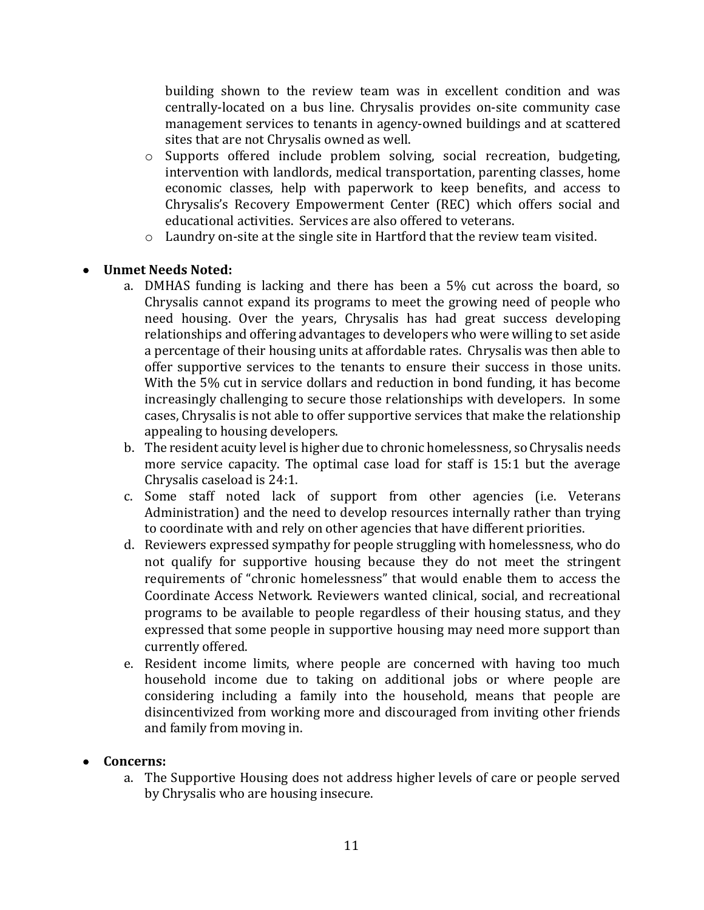building shown to the review team was in excellent condition and was centrally-located on a bus line. Chrysalis provides on-site community case management services to tenants in agency-owned buildings and at scattered sites that are not Chrysalis owned as well.

  - Supports offered include problem solving, social recreation, budgeting, intervention with landlords, medical transportation, parenting classes, home economic classes, help with paperwork to keep benefits, and access to Chrysalis's Recovery Empowerment Center (REC) which offers social and educational activities. Services are also offered to veterans.
  - Laundry on-site at the single site in Hartford that the review team visited.

- **Unmet Needs Noted:**
  a. DMHAS funding is lacking and there has been a 5% cut across the board, so Chrysalis cannot expand its programs to meet the growing need of people who need housing. Over the years, Chrysalis has had great success developing relationships and offering advantages to developers who were willing to set aside a percentage of their housing units at affordable rates. Chrysalis was then able to offer supportive services to the tenants to ensure their success in those units. With the 5% cut in service dollars and reduction in bond funding, it has become increasingly challenging to secure those relationships with developers. In some cases, Chrysalis is not able to offer supportive services that make the relationship appealing to housing developers.
  b. The resident acuity level is higher due to chronic homelessness, so Chrysalis needs more service capacity. The optimal case load for staff is 15:1 but the average Chrysalis caseload is 24:1.
  c. Some staff noted lack of support from other agencies (i.e. Veterans Administration) and the need to develop resources internally rather than trying to coordinate with and rely on other agencies that have different priorities.
  d. Reviewers expressed sympathy for people struggling with homelessness, who do not qualify for supportive housing because they do not meet the stringent requirements of "chronic homelessness" that would enable them to access the Coordinate Access Network. Reviewers wanted clinical, social, and recreational programs to be available to people regardless of their housing status, and they expressed that some people in supportive housing may need more support than currently offered.
  e. Resident income limits, where people are concerned with having too much household income due to taking on additional jobs or where people are considering including a family into the household, means that people are disincentivized from working more and discouraged from inviting other friends and family from moving in.

- **Concerns:**
  a. The Supportive Housing does not address higher levels of care or people served by Chrysalis who are housing insecure.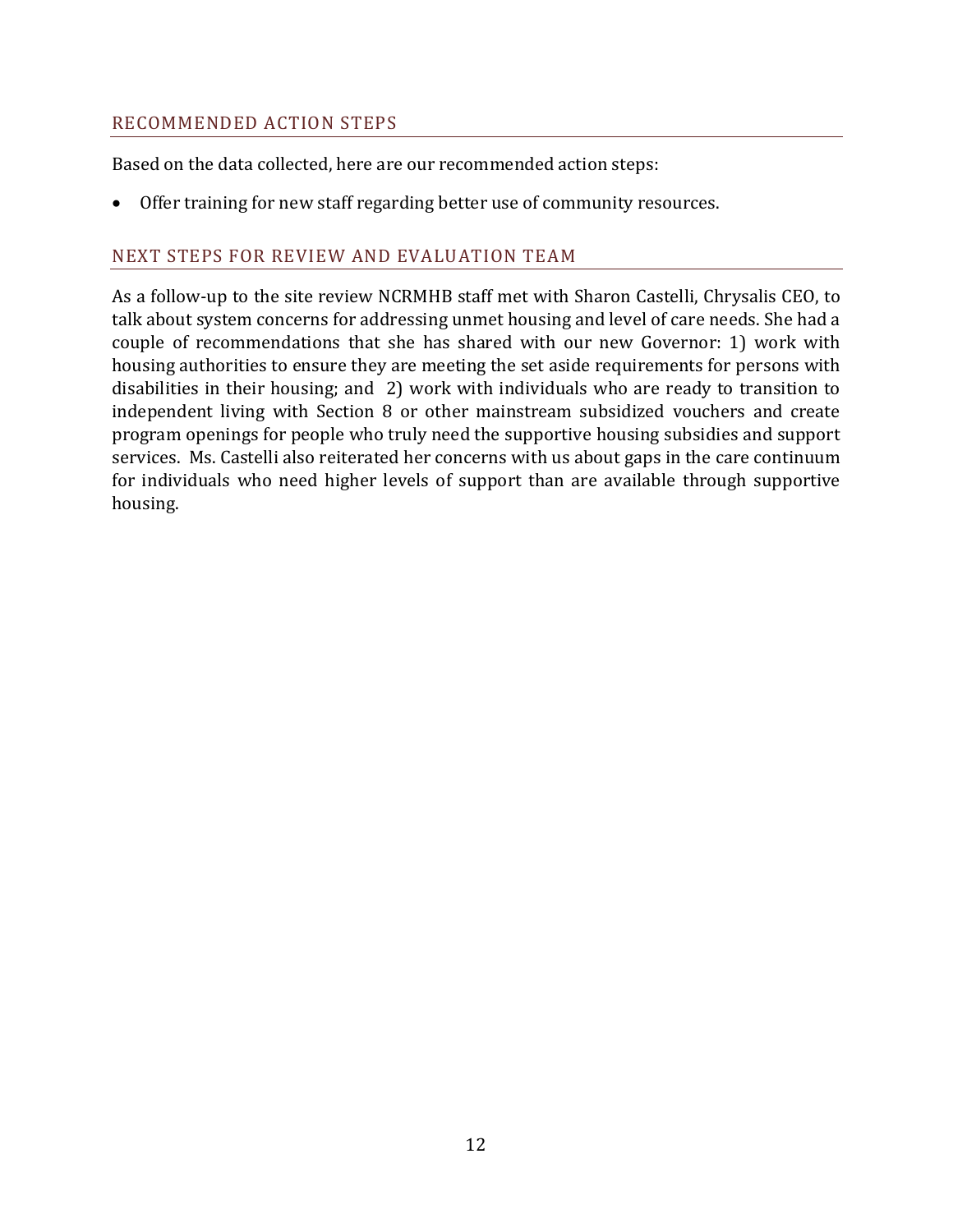## RECOMMENDED ACTION STEPS

Based on the data collected, here are our recommended action steps:

- Offer training for new staff regarding better use of community resources.

## NEXT STEPS FOR REVIEW AND EVALUATION TEAM

As a follow-up to the site review NCRMHB staff met with Sharon Castelli, Chrysalis CEO, to talk about system concerns for addressing unmet housing and level of care needs. She had a couple of recommendations that she has shared with our new Governor: 1) work with housing authorities to ensure they are meeting the set aside requirements for persons with disabilities in their housing; and 2) work with individuals who are ready to transition to independent living with Section 8 or other mainstream subsidized vouchers and create program openings for people who truly need the supportive housing subsidies and support services. Ms. Castelli also reiterated her concerns with us about gaps in the care continuum for individuals who need higher levels of support than are available through supportive housing.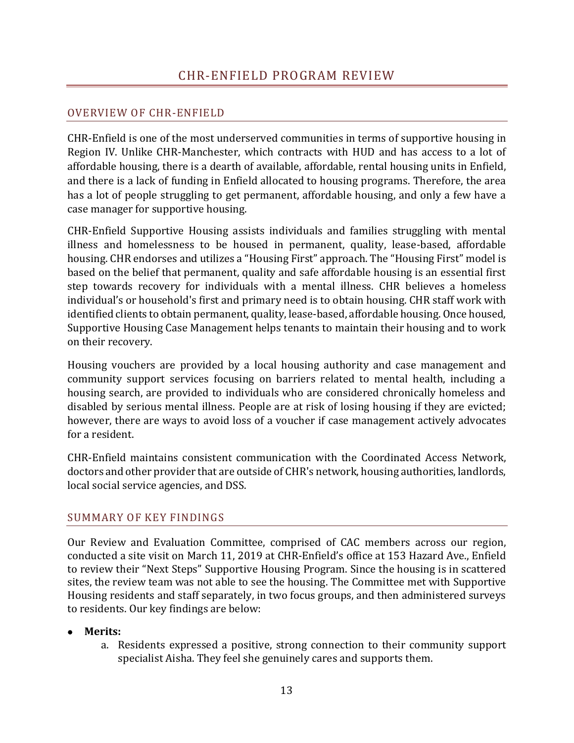# CHR-ENFIELD PROGRAM REVIEW

## OVERVIEW OF CHR-ENFIELD

CHR-Enfield is one of the most underserved communities in terms of supportive housing in Region IV. Unlike CHR-Manchester, which contracts with HUD and has access to a lot of affordable housing, there is a dearth of available, affordable, rental housing units in Enfield, and there is a lack of funding in Enfield allocated to housing programs. Therefore, the area has a lot of people struggling to get permanent, affordable housing, and only a few have a case manager for supportive housing.

CHR-Enfield Supportive Housing assists individuals and families struggling with mental illness and homelessness to be housed in permanent, quality, lease-based, affordable housing. CHR endorses and utilizes a "Housing First" approach. The "Housing First" model is based on the belief that permanent, quality and safe affordable housing is an essential first step towards recovery for individuals with a mental illness. CHR believes a homeless individual's or household's first and primary need is to obtain housing. CHR staff work with identified clients to obtain permanent, quality, lease-based, affordable housing. Once housed, Supportive Housing Case Management helps tenants to maintain their housing and to work on their recovery.

Housing vouchers are provided by a local housing authority and case management and community support services focusing on barriers related to mental health, including a housing search, are provided to individuals who are considered chronically homeless and disabled by serious mental illness. People are at risk of losing housing if they are evicted; however, there are ways to avoid loss of a voucher if case management actively advocates for a resident.

CHR-Enfield maintains consistent communication with the Coordinated Access Network, doctors and other provider that are outside of CHR's network, housing authorities, landlords, local social service agencies, and DSS.

## SUMMARY OF KEY FINDINGS

Our Review and Evaluation Committee, comprised of CAC members across our region, conducted a site visit on March 11, 2019 at CHR-Enfield's office at 153 Hazard Ave., Enfield to review their "Next Steps" Supportive Housing Program. Since the housing is in scattered sites, the review team was not able to see the housing. The Committee met with Supportive Housing residents and staff separately, in two focus groups, and then administered surveys to residents. Our key findings are below:

- **Merits:**
    a. Residents expressed a positive, strong connection to their community support specialist Aisha. They feel she genuinely cares and supports them.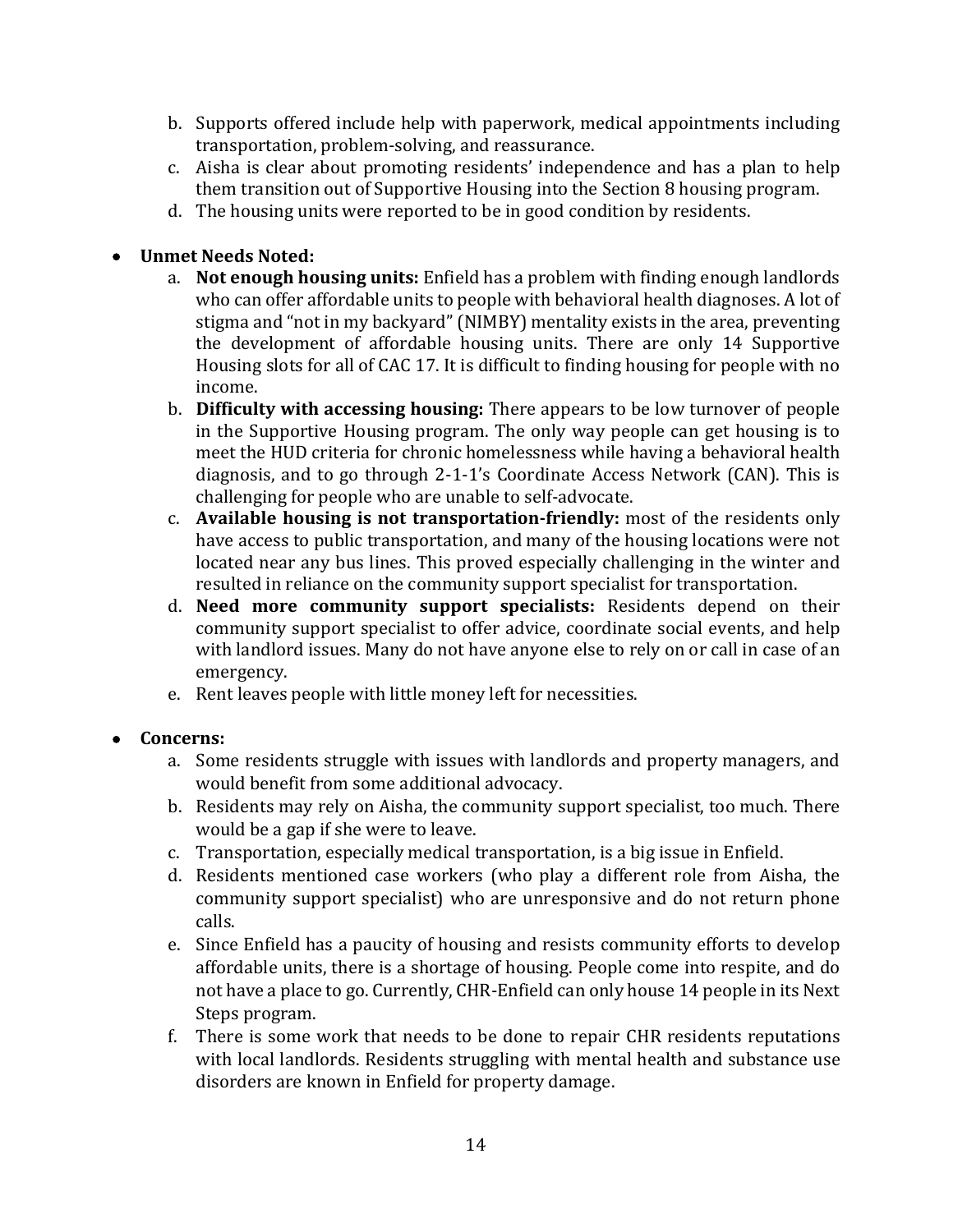b. Supports offered include help with paperwork, medical appointments including transportation, problem-solving, and reassurance.
c. Aisha is clear about promoting residents' independence and has a plan to help them transition out of Supportive Housing into the Section 8 housing program.
d. The housing units were reported to be in good condition by residents.

- **Unmet Needs Noted:**
    a. **Not enough housing units:** Enfield has a problem with finding enough landlords who can offer affordable units to people with behavioral health diagnoses. A lot of stigma and "not in my backyard" (NIMBY) mentality exists in the area, preventing the development of affordable housing units. There are only 14 Supportive Housing slots for all of CAC 17. It is difficult to finding housing for people with no income.
    b. **Difficulty with accessing housing:** There appears to be low turnover of people in the Supportive Housing program. The only way people can get housing is to meet the HUD criteria for chronic homelessness while having a behavioral health diagnosis, and to go through 2-1-1's Coordinate Access Network (CAN). This is challenging for people who are unable to self-advocate.
    c. **Available housing is not transportation-friendly:** most of the residents only have access to public transportation, and many of the housing locations were not located near any bus lines. This proved especially challenging in the winter and resulted in reliance on the community support specialist for transportation.
    d. **Need more community support specialists:** Residents depend on their community support specialist to offer advice, coordinate social events, and help with landlord issues. Many do not have anyone else to rely on or call in case of an emergency.
    e. Rent leaves people with little money left for necessities.

- **Concerns:**
    a. Some residents struggle with issues with landlords and property managers, and would benefit from some additional advocacy.
    b. Residents may rely on Aisha, the community support specialist, too much. There would be a gap if she were to leave.
    c. Transportation, especially medical transportation, is a big issue in Enfield.
    d. Residents mentioned case workers (who play a different role from Aisha, the community support specialist) who are unresponsive and do not return phone calls.
    e. Since Enfield has a paucity of housing and resists community efforts to develop affordable units, there is a shortage of housing. People come into respite, and do not have a place to go. Currently, CHR-Enfield can only house 14 people in its Next Steps program.
    f. There is some work that needs to be done to repair CHR residents reputations with local landlords. Residents struggling with mental health and substance use disorders are known in Enfield for property damage.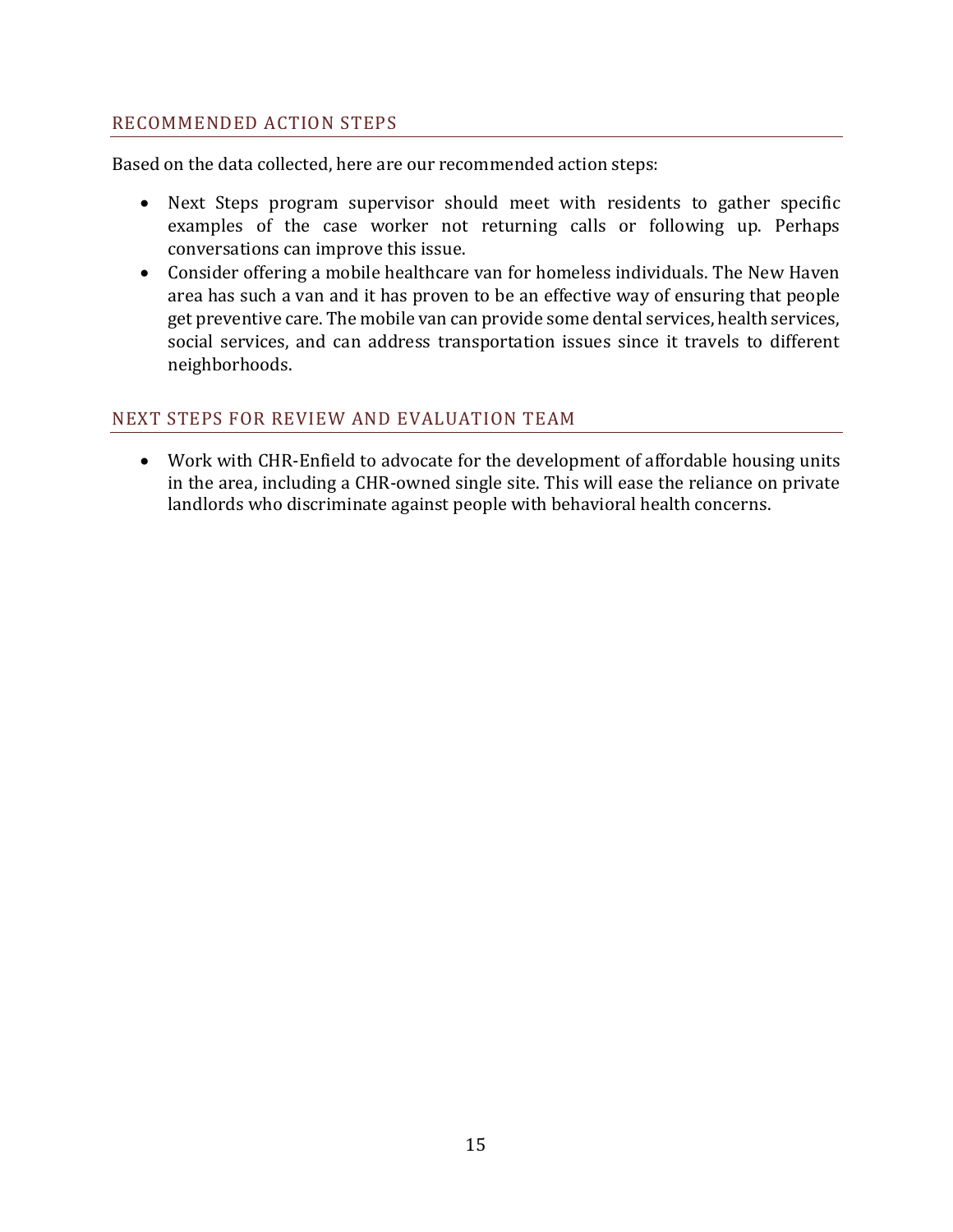## RECOMMENDED ACTION STEPS

Based on the data collected, here are our recommended action steps:

- Next Steps program supervisor should meet with residents to gather specific examples of the case worker not returning calls or following up. Perhaps conversations can improve this issue.
- Consider offering a mobile healthcare van for homeless individuals. The New Haven area has such a van and it has proven to be an effective way of ensuring that people get preventive care. The mobile van can provide some dental services, health services, social services, and can address transportation issues since it travels to different neighborhoods.

## NEXT STEPS FOR REVIEW AND EVALUATION TEAM

- Work with CHR-Enfield to advocate for the development of affordable housing units in the area, including a CHR-owned single site. This will ease the reliance on private landlords who discriminate against people with behavioral health concerns.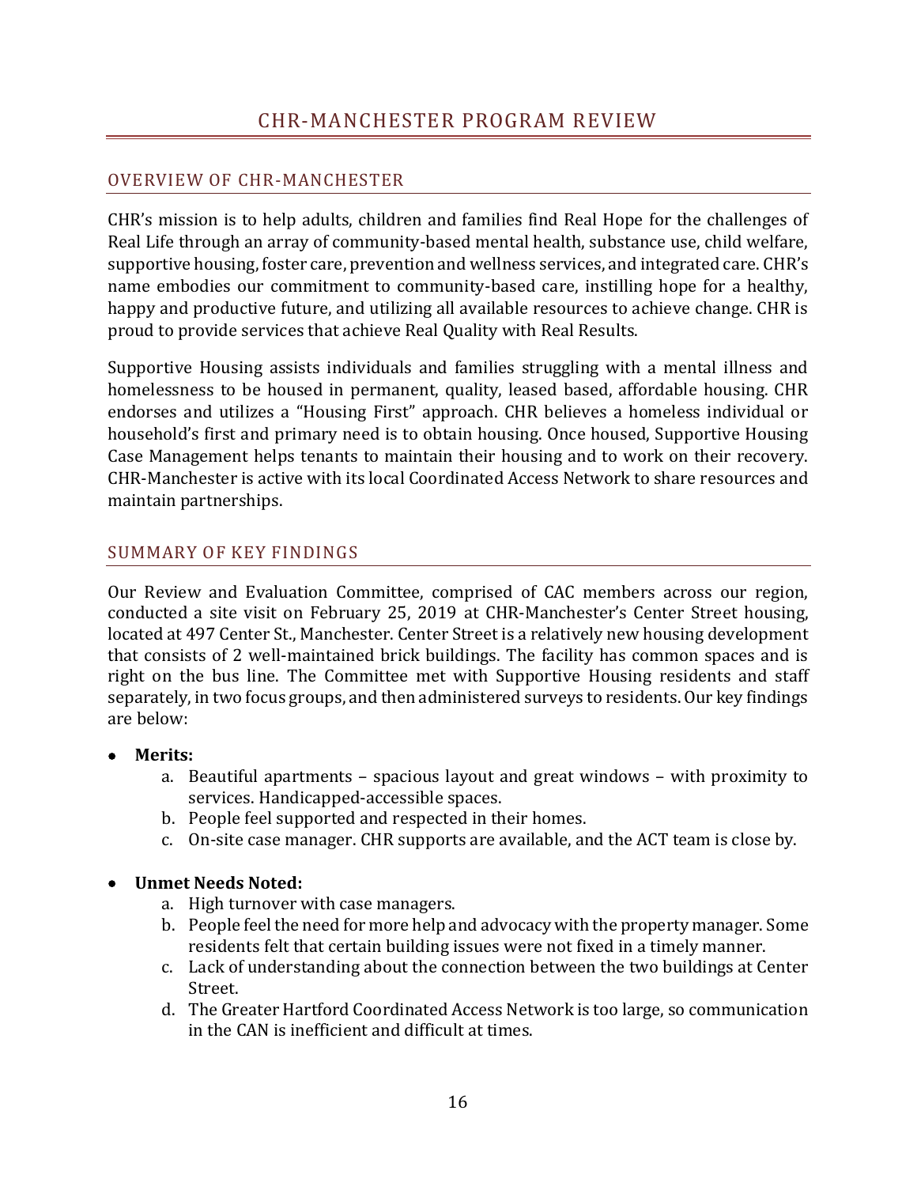# CHR-MANCHESTER PROGRAM REVIEW

## OVERVIEW OF CHR-MANCHESTER

CHR's mission is to help adults, children and families find Real Hope for the challenges of Real Life through an array of community-based mental health, substance use, child welfare, supportive housing, foster care, prevention and wellness services, and integrated care. CHR's name embodies our commitment to community-based care, instilling hope for a healthy, happy and productive future, and utilizing all available resources to achieve change. CHR is proud to provide services that achieve Real Quality with Real Results.

Supportive Housing assists individuals and families struggling with a mental illness and homelessness to be housed in permanent, quality, leased based, affordable housing. CHR endorses and utilizes a "Housing First" approach. CHR believes a homeless individual or household's first and primary need is to obtain housing. Once housed, Supportive Housing Case Management helps tenants to maintain their housing and to work on their recovery. CHR-Manchester is active with its local Coordinated Access Network to share resources and maintain partnerships.

## SUMMARY OF KEY FINDINGS

Our Review and Evaluation Committee, comprised of CAC members across our region, conducted a site visit on February 25, 2019 at CHR-Manchester's Center Street housing, located at 497 Center St., Manchester. Center Street is a relatively new housing development that consists of 2 well-maintained brick buildings. The facility has common spaces and is right on the bus line. The Committee met with Supportive Housing residents and staff separately, in two focus groups, and then administered surveys to residents. Our key findings are below:

- **Merits:**
    a. Beautiful apartments – spacious layout and great windows – with proximity to services. Handicapped-accessible spaces.
    b. People feel supported and respected in their homes.
    c. On-site case manager. CHR supports are available, and the ACT team is close by.

- **Unmet Needs Noted:**
    a. High turnover with case managers.
    b. People feel the need for more help and advocacy with the property manager. Some residents felt that certain building issues were not fixed in a timely manner.
    c. Lack of understanding about the connection between the two buildings at Center Street.
    d. The Greater Hartford Coordinated Access Network is too large, so communication in the CAN is inefficient and difficult at times.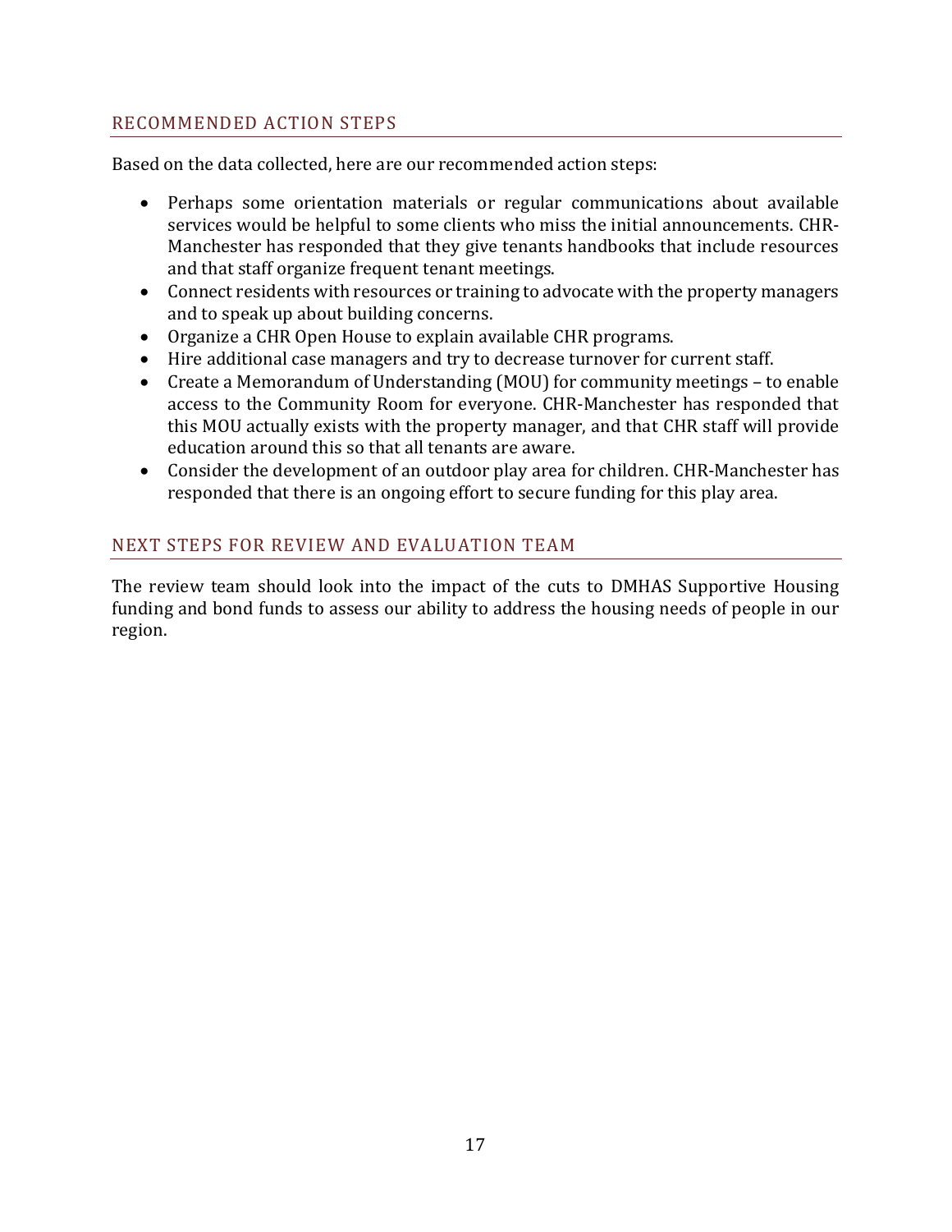## RECOMMENDED ACTION STEPS

Based on the data collected, here are our recommended action steps:

- Perhaps some orientation materials or regular communications about available services would be helpful to some clients who miss the initial announcements. CHR-Manchester has responded that they give tenants handbooks that include resources and that staff organize frequent tenant meetings.
- Connect residents with resources or training to advocate with the property managers and to speak up about building concerns.
- Organize a CHR Open House to explain available CHR programs.
- Hire additional case managers and try to decrease turnover for current staff.
- Create a Memorandum of Understanding (MOU) for community meetings – to enable access to the Community Room for everyone. CHR-Manchester has responded that this MOU actually exists with the property manager, and that CHR staff will provide education around this so that all tenants are aware.
- Consider the development of an outdoor play area for children. CHR-Manchester has responded that there is an ongoing effort to secure funding for this play area.

## NEXT STEPS FOR REVIEW AND EVALUATION TEAM

The review team should look into the impact of the cuts to DMHAS Supportive Housing funding and bond funds to assess our ability to address the housing needs of people in our region.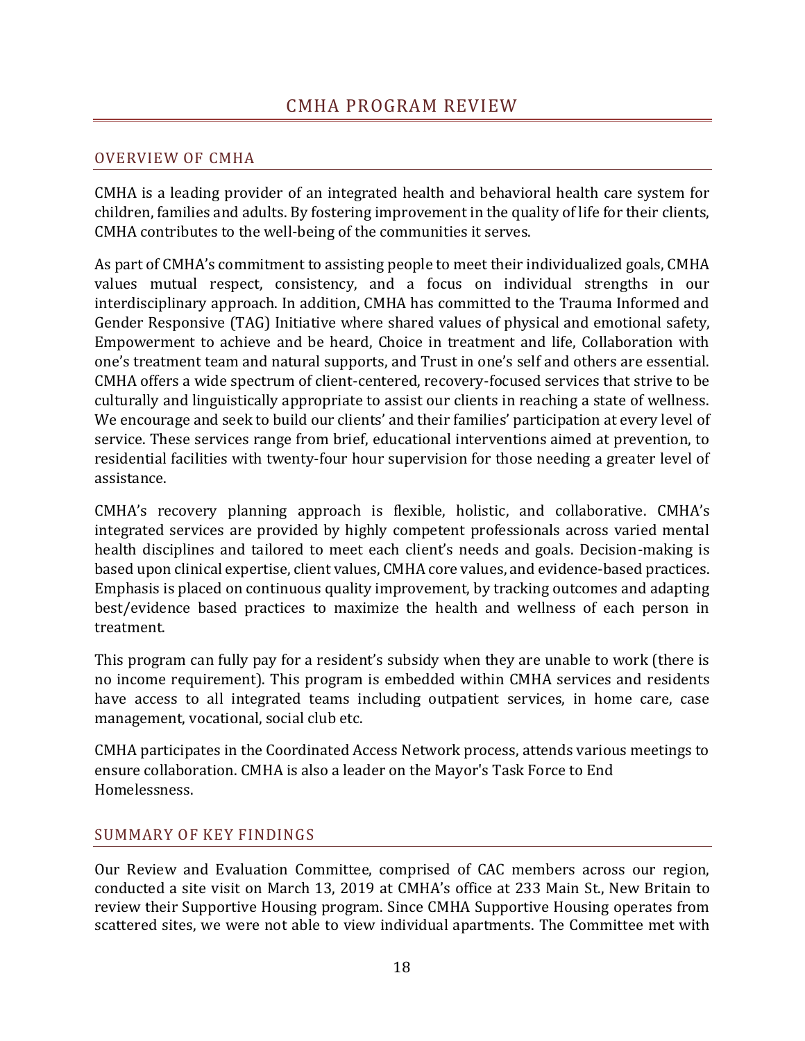# CMHA PROGRAM REVIEW

## OVERVIEW OF CMHA

CMHA is a leading provider of an integrated health and behavioral health care system for children, families and adults. By fostering improvement in the quality of life for their clients, CMHA contributes to the well-being of the communities it serves.

As part of CMHA's commitment to assisting people to meet their individualized goals, CMHA values mutual respect, consistency, and a focus on individual strengths in our interdisciplinary approach. In addition, CMHA has committed to the Trauma Informed and Gender Responsive (TAG) Initiative where shared values of physical and emotional safety, Empowerment to achieve and be heard, Choice in treatment and life, Collaboration with one's treatment team and natural supports, and Trust in one's self and others are essential. CMHA offers a wide spectrum of client-centered, recovery-focused services that strive to be culturally and linguistically appropriate to assist our clients in reaching a state of wellness. We encourage and seek to build our clients' and their families' participation at every level of service. These services range from brief, educational interventions aimed at prevention, to residential facilities with twenty-four hour supervision for those needing a greater level of assistance.

CMHA's recovery planning approach is flexible, holistic, and collaborative. CMHA's integrated services are provided by highly competent professionals across varied mental health disciplines and tailored to meet each client's needs and goals. Decision-making is based upon clinical expertise, client values, CMHA core values, and evidence-based practices. Emphasis is placed on continuous quality improvement, by tracking outcomes and adapting best/evidence based practices to maximize the health and wellness of each person in treatment.

This program can fully pay for a resident's subsidy when they are unable to work (there is no income requirement). This program is embedded within CMHA services and residents have access to all integrated teams including outpatient services, in home care, case management, vocational, social club etc.

CMHA participates in the Coordinated Access Network process, attends various meetings to ensure collaboration. CMHA is also a leader on the Mayor's Task Force to End Homelessness.

## SUMMARY OF KEY FINDINGS

Our Review and Evaluation Committee, comprised of CAC members across our region, conducted a site visit on March 13, 2019 at CMHA's office at 233 Main St., New Britain to review their Supportive Housing program. Since CMHA Supportive Housing operates from scattered sites, we were not able to view individual apartments. The Committee met with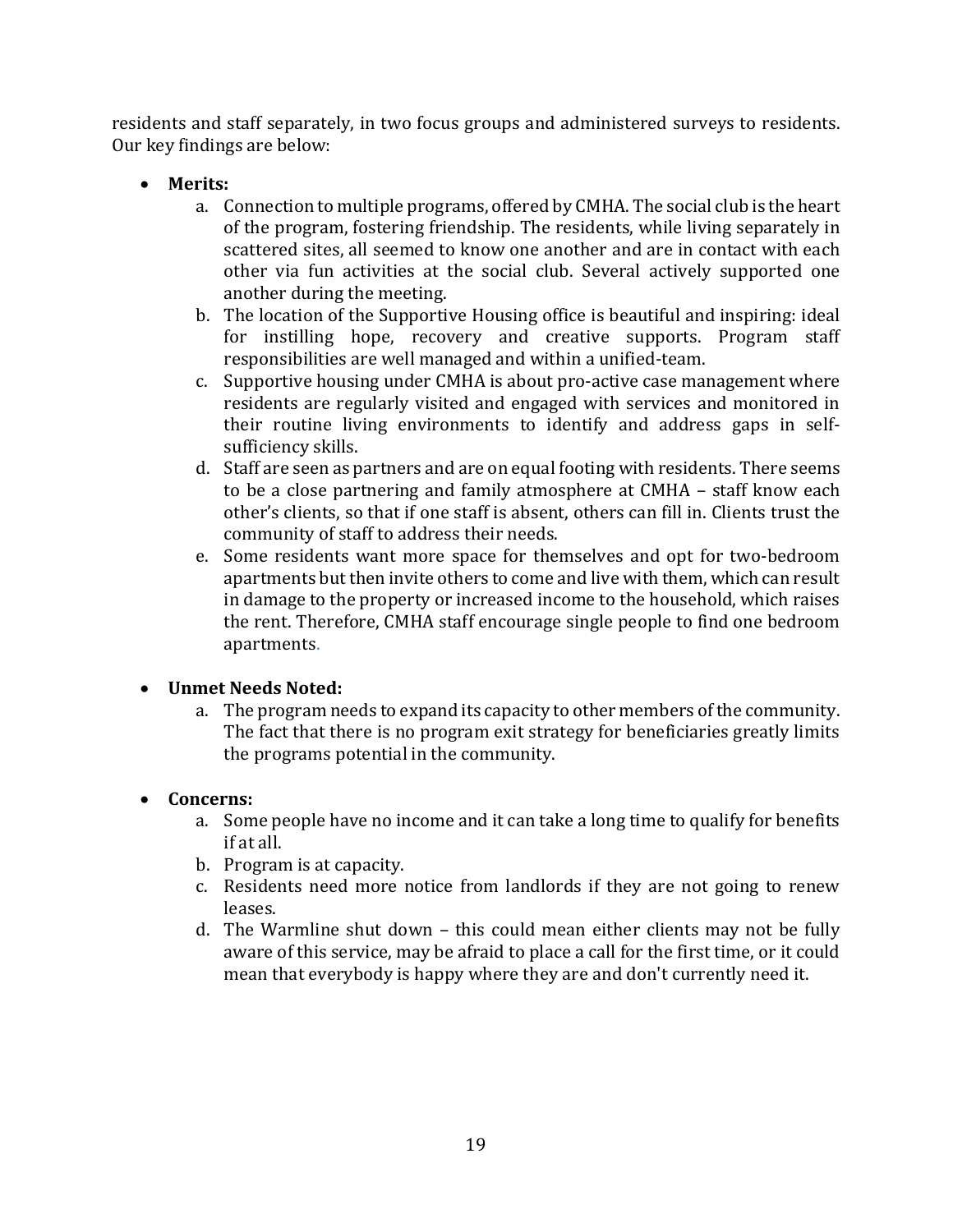residents and staff separately, in two focus groups and administered surveys to residents. Our key findings are below:

- **Merits:**
  a. Connection to multiple programs, offered by CMHA. The social club is the heart of the program, fostering friendship. The residents, while living separately in scattered sites, all seemed to know one another and are in contact with each other via fun activities at the social club. Several actively supported one another during the meeting.
  b. The location of the Supportive Housing office is beautiful and inspiring: ideal for instilling hope, recovery and creative supports. Program staff responsibilities are well managed and within a unified-team.
  c. Supportive housing under CMHA is about pro-active case management where residents are regularly visited and engaged with services and monitored in their routine living environments to identify and address gaps in self-sufficiency skills.
  d. Staff are seen as partners and are on equal footing with residents. There seems to be a close partnering and family atmosphere at CMHA – staff know each other's clients, so that if one staff is absent, others can fill in. Clients trust the community of staff to address their needs.
  e. Some residents want more space for themselves and opt for two-bedroom apartments but then invite others to come and live with them, which can result in damage to the property or increased income to the household, which raises the rent. Therefore, CMHA staff encourage single people to find one bedroom apartments.

- **Unmet Needs Noted:**
  a. The program needs to expand its capacity to other members of the community. The fact that there is no program exit strategy for beneficiaries greatly limits the programs potential in the community.

- **Concerns:**
  a. Some people have no income and it can take a long time to qualify for benefits if at all.
  b. Program is at capacity.
  c. Residents need more notice from landlords if they are not going to renew leases.
  d. The Warmline shut down – this could mean either clients may not be fully aware of this service, may be afraid to place a call for the first time, or it could mean that everybody is happy where they are and don't currently need it.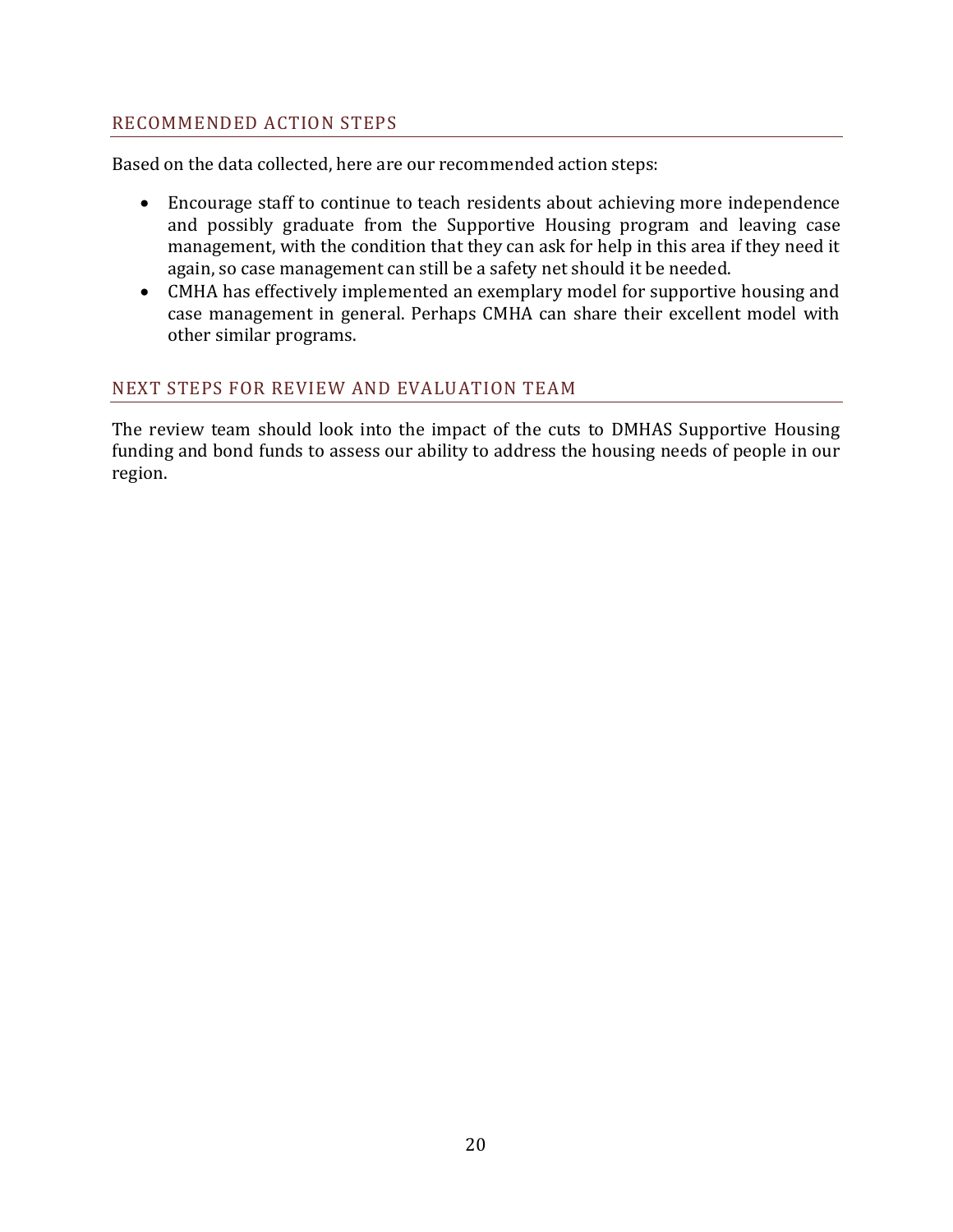## RECOMMENDED ACTION STEPS

Based on the data collected, here are our recommended action steps:

- Encourage staff to continue to teach residents about achieving more independence and possibly graduate from the Supportive Housing program and leaving case management, with the condition that they can ask for help in this area if they need it again, so case management can still be a safety net should it be needed.
- CMHA has effectively implemented an exemplary model for supportive housing and case management in general. Perhaps CMHA can share their excellent model with other similar programs.

## NEXT STEPS FOR REVIEW AND EVALUATION TEAM

The review team should look into the impact of the cuts to DMHAS Supportive Housing funding and bond funds to assess our ability to address the housing needs of people in our region.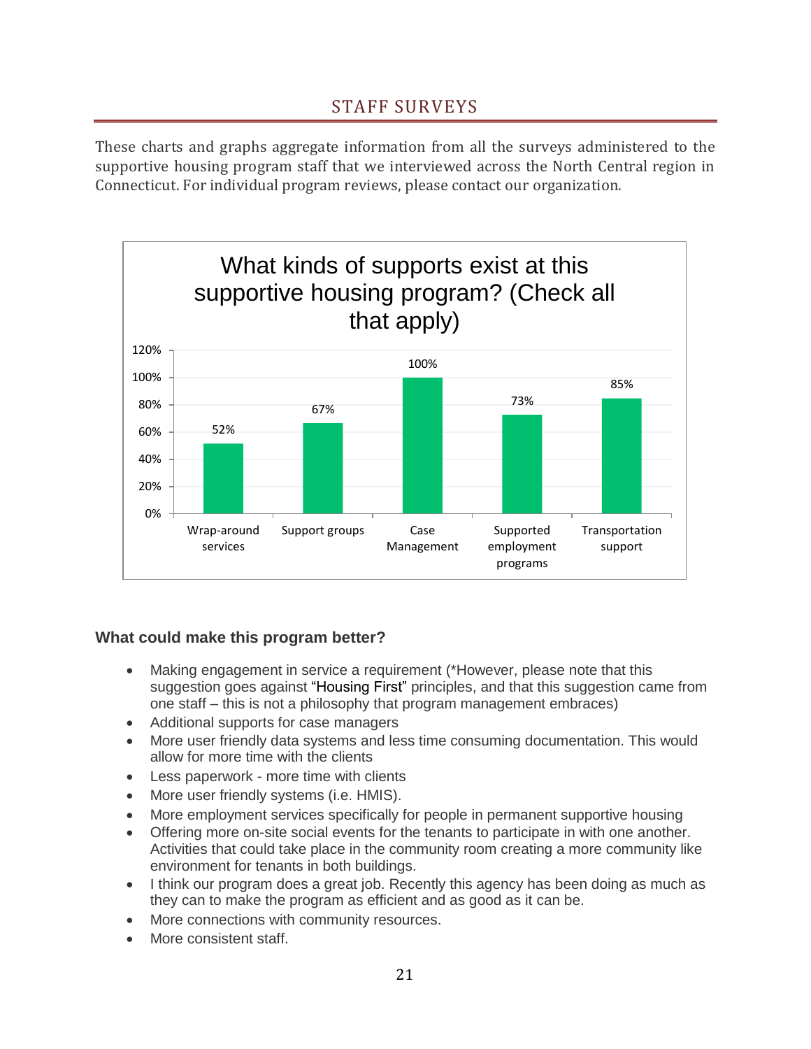## STAFF SURVEYS

These charts and graphs aggregate information from all the surveys administered to the supportive housing program staff that we interviewed across the North Central region in Connecticut. For individual program reviews, please contact our organization.

**What kinds of supports exist at this supportive housing program? (Check all that apply)**

| Support | Percentage |
|---|---|
| Wrap-around services | 52% |
| Support groups | 67% |
| Case Management | 100% |
| Supported employment programs | 73% |
| Transportation support | 85% |

### What could make this program better?

- Making engagement in service a requirement (*However, please note that this suggestion goes against "Housing First" principles, and that this suggestion came from one staff – this is not a philosophy that program management embraces)
- Additional supports for case managers
- More user friendly data systems and less time consuming documentation. This would allow for more time with the clients
- Less paperwork - more time with clients
- More user friendly systems (i.e. HMIS).
- More employment services specifically for people in permanent supportive housing
- Offering more on-site social events for the tenants to participate in with one another. Activities that could take place in the community room creating a more community like environment for tenants in both buildings.
- I think our program does a great job. Recently this agency has been doing as much as they can to make the program as efficient and as good as it can be.
- More connections with community resources.
- More consistent staff.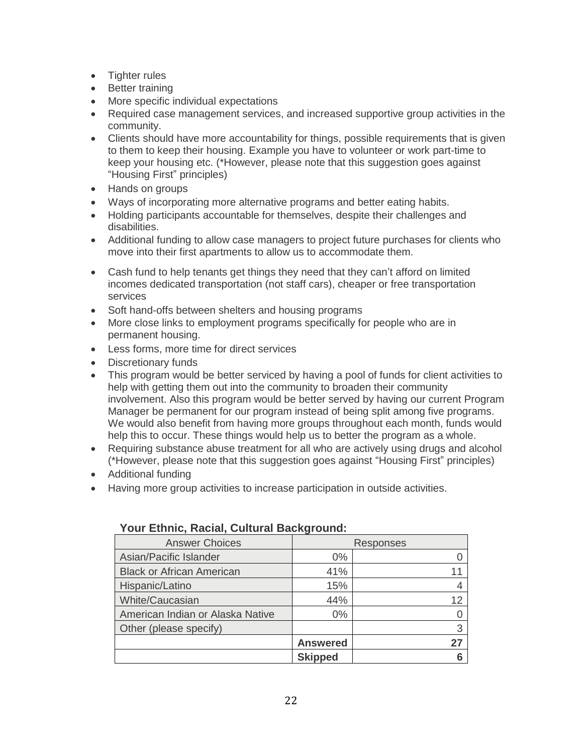- Tighter rules
- Better training
- More specific individual expectations
- Required case management services, and increased supportive group activities in the community.
- Clients should have more accountability for things, possible requirements that is given to them to keep their housing. Example you have to volunteer or work part-time to keep your housing etc. (*However, please note that this suggestion goes against "Housing First" principles)
- Hands on groups
- Ways of incorporating more alternative programs and better eating habits.
- Holding participants accountable for themselves, despite their challenges and disabilities.
- Additional funding to allow case managers to project future purchases for clients who move into their first apartments to allow us to accommodate them.
- Cash fund to help tenants get things they need that they can't afford on limited incomes dedicated transportation (not staff cars), cheaper or free transportation services
- Soft hand-offs between shelters and housing programs
- More close links to employment programs specifically for people who are in permanent housing.
- Less forms, more time for direct services
- Discretionary funds
- This program would be better serviced by having a pool of funds for client activities to help with getting them out into the community to broaden their community involvement. Also this program would be better served by having our current Program Manager be permanent for our program instead of being split among five programs. We would also benefit from having more groups throughout each month, funds would help this to occur. These things would help us to better the program as a whole.
- Requiring substance abuse treatment for all who are actively using drugs and alcohol (*However, please note that this suggestion goes against "Housing First" principles)
- Additional funding
- Having more group activities to increase participation in outside activities.

**Your Ethnic, Racial, Cultural Background:**

| Answer Choices | Responses | |
|---|---|---|
| Asian/Pacific Islander | 0% | 0 |
| Black or African American | 41% | 11 |
| Hispanic/Latino | 15% | 4 |
| White/Caucasian | 44% | 12 |
| American Indian or Alaska Native | 0% | 0 |
| Other (please specify) | | 3 |
| | **Answered** | **27** |
| | **Skipped** | **6** |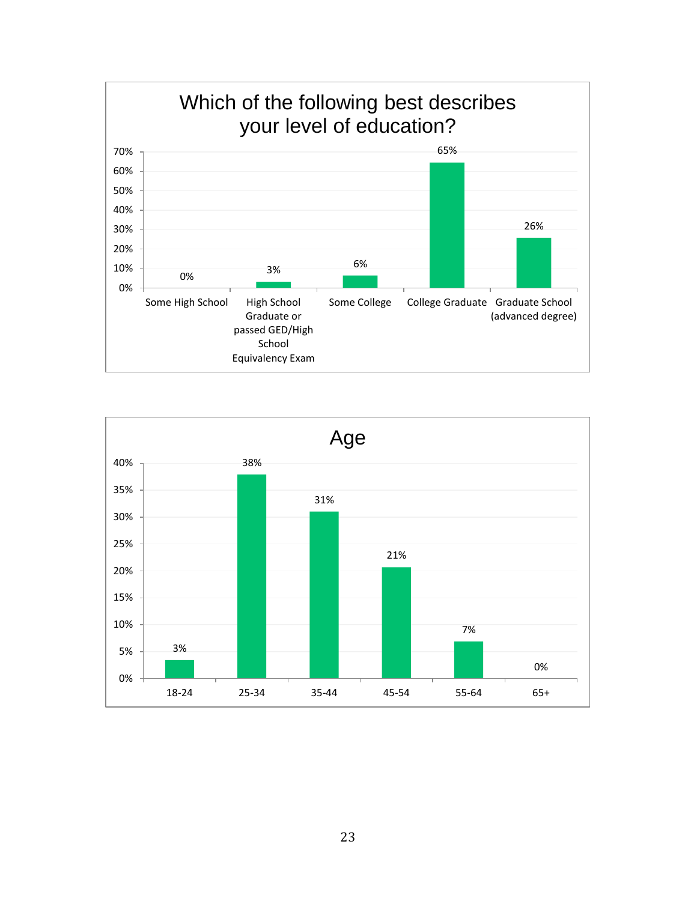## Which of the following best describes your level of education?

| Level of education | Percent |
|---|---|
| Some High School | 0% |
| High School Graduate or passed GED/High School Equivalency Exam | 3% |
| Some College | 6% |
| College Graduate | 65% |
| Graduate School (advanced degree) | 26% |

## Age

| Age | Percent |
|---|---|
| 18-24 | 3% |
| 25-34 | 38% |
| 35-44 | 31% |
| 45-54 | 21% |
| 55-64 | 7% |
| 65+ | 0% |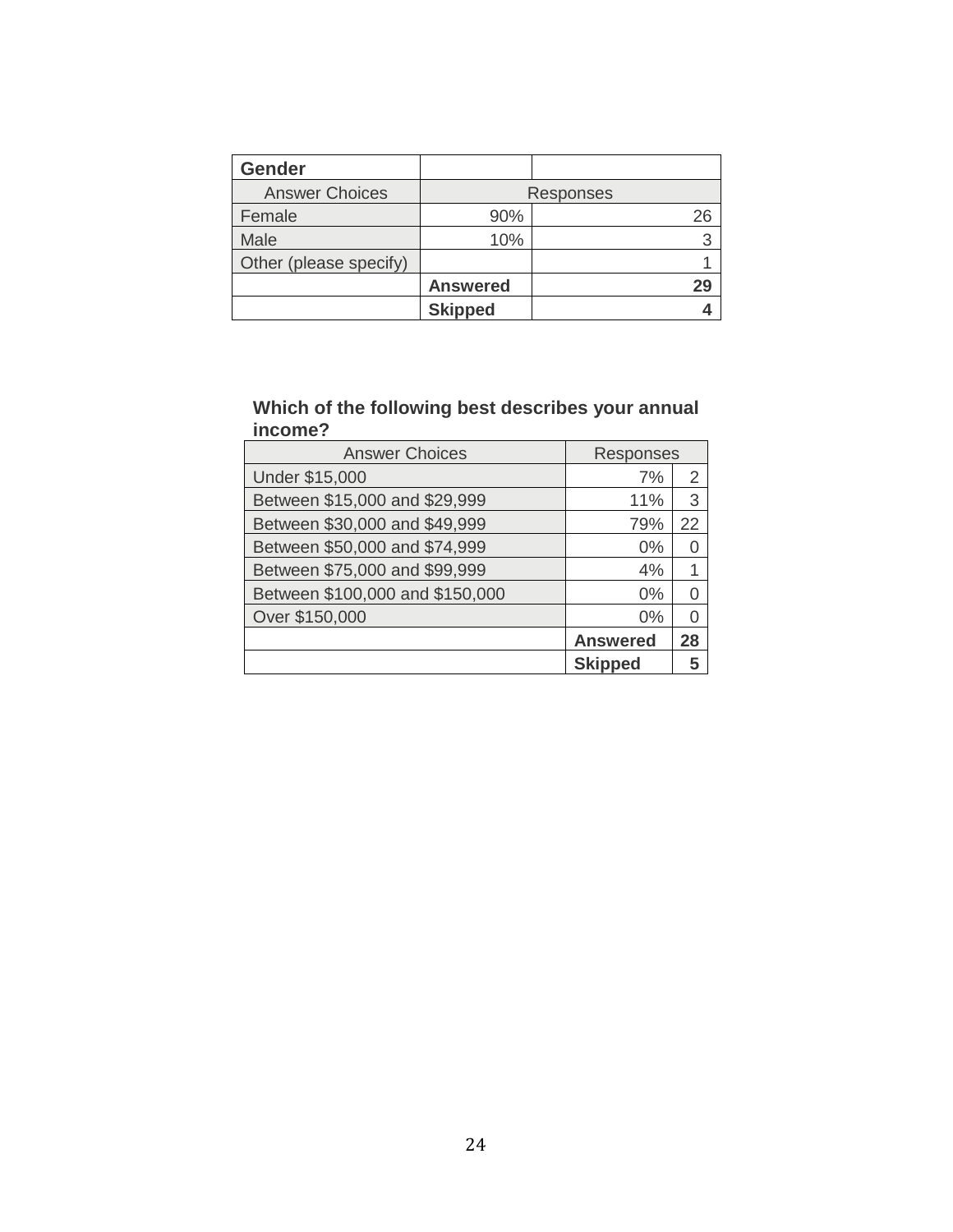| Gender | | |
|---|---|---|
| Answer Choices | Responses | |
| Female | 90% | 26 |
| Male | 10% | 3 |
| Other (please specify) | | 1 |
| | **Answered** | **29** |
| | **Skipped** | **4** |

**Which of the following best describes your annual income?**

| Answer Choices | Responses | |
|---|---|---|
| Under $15,000 | 7% | 2 |
| Between $15,000 and $29,999 | 11% | 3 |
| Between $30,000 and $49,999 | 79% | 22 |
| Between $50,000 and $74,999 | 0% | 0 |
| Between $75,000 and $99,999 | 4% | 1 |
| Between $100,000 and $150,000 | 0% | 0 |
| Over $150,000 | 0% | 0 |
| | **Answered** | **28** |
| | **Skipped** | **5** |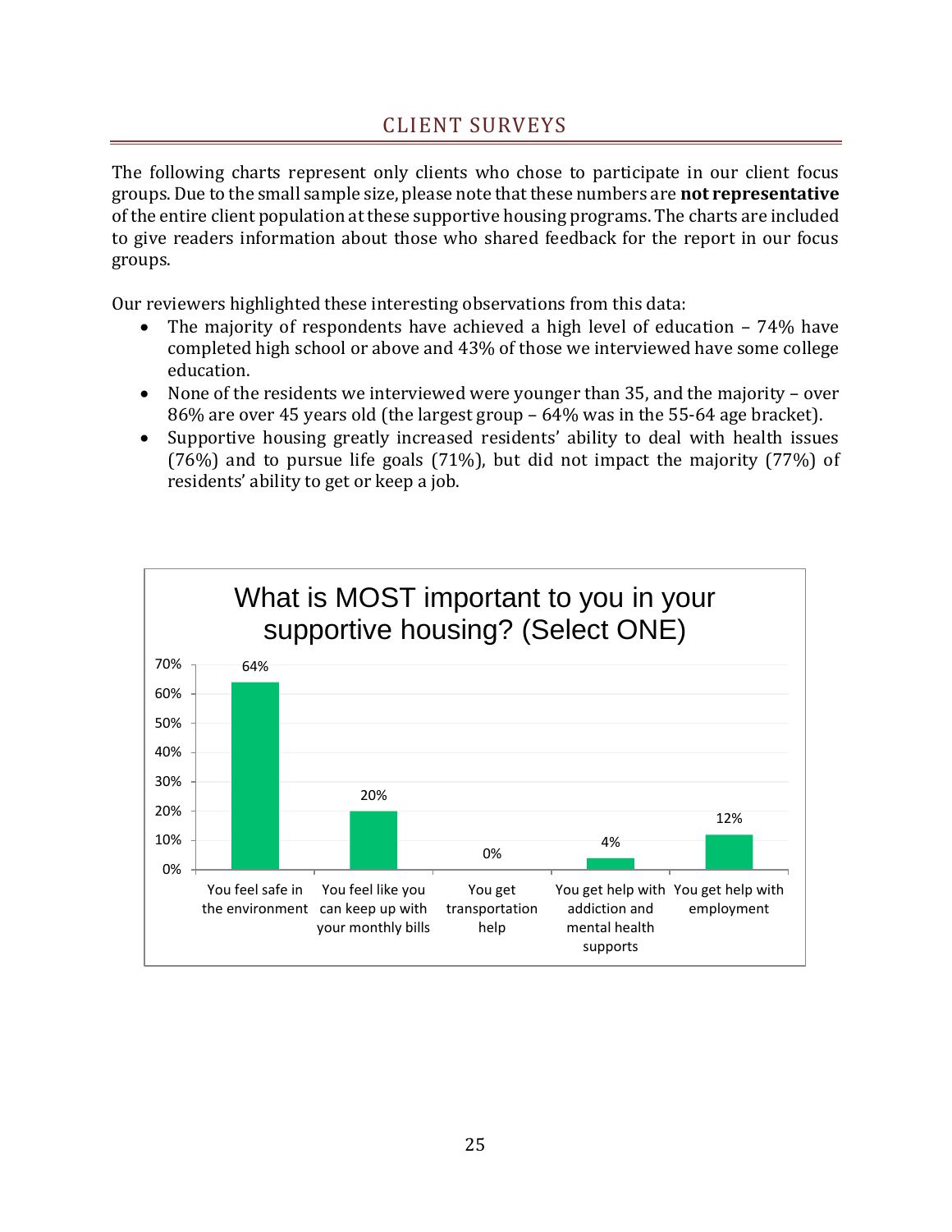## CLIENT SURVEYS

The following charts represent only clients who chose to participate in our client focus groups. Due to the small sample size, please note that these numbers are **not representative** of the entire client population at these supportive housing programs. The charts are included to give readers information about those who shared feedback for the report in our focus groups.

Our reviewers highlighted these interesting observations from this data:

- The majority of respondents have achieved a high level of education – 74% have completed high school or above and 43% of those we interviewed have some college education.
- None of the residents we interviewed were younger than 35, and the majority – over 86% are over 45 years old (the largest group – 64% was in the 55-64 age bracket).
- Supportive housing greatly increased residents' ability to deal with health issues (76%) and to pursue life goals (71%), but did not impact the majority (77%) of residents' ability to get or keep a job.

**What is MOST important to you in your supportive housing? (Select ONE)**

| Response | Percentage |
| --- | --- |
| You feel safe in the environment | 64% |
| You feel like you can keep up with your monthly bills | 20% |
| You get transportation help | 0% |
| You get help with addiction and mental health supports | 4% |
| You get help with employment | 12% |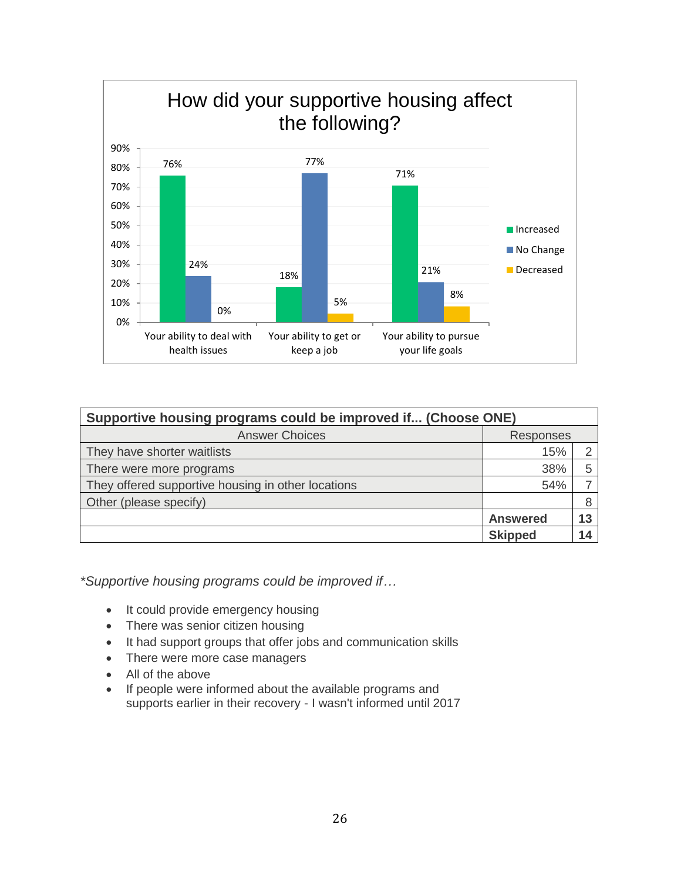## How did your supportive housing affect the following?

| | Increased | No Change | Decreased |
|---|---|---|---|
| Your ability to deal with health issues | 76% | 24% | 0% |
| Your ability to get or keep a job | 18% | 77% | 5% |
| Your ability to pursue your life goals | 71% | 21% | 8% |

| Supportive housing programs could be improved if... (Choose ONE) | | |
|---|---|---|
| Answer Choices | Responses | |
| They have shorter waitlists | 15% | 2 |
| There were more programs | 38% | 5 |
| They offered supportive housing in other locations | 54% | 7 |
| Other (please specify) | | 8 |
| | **Answered** | **13** |
| | **Skipped** | **14** |

**Supportive housing programs could be improved if…*

- It could provide emergency housing
- There was senior citizen housing
- It had support groups that offer jobs and communication skills
- There were more case managers
- All of the above
- If people were informed about the available programs and supports earlier in their recovery - I wasn't informed until 2017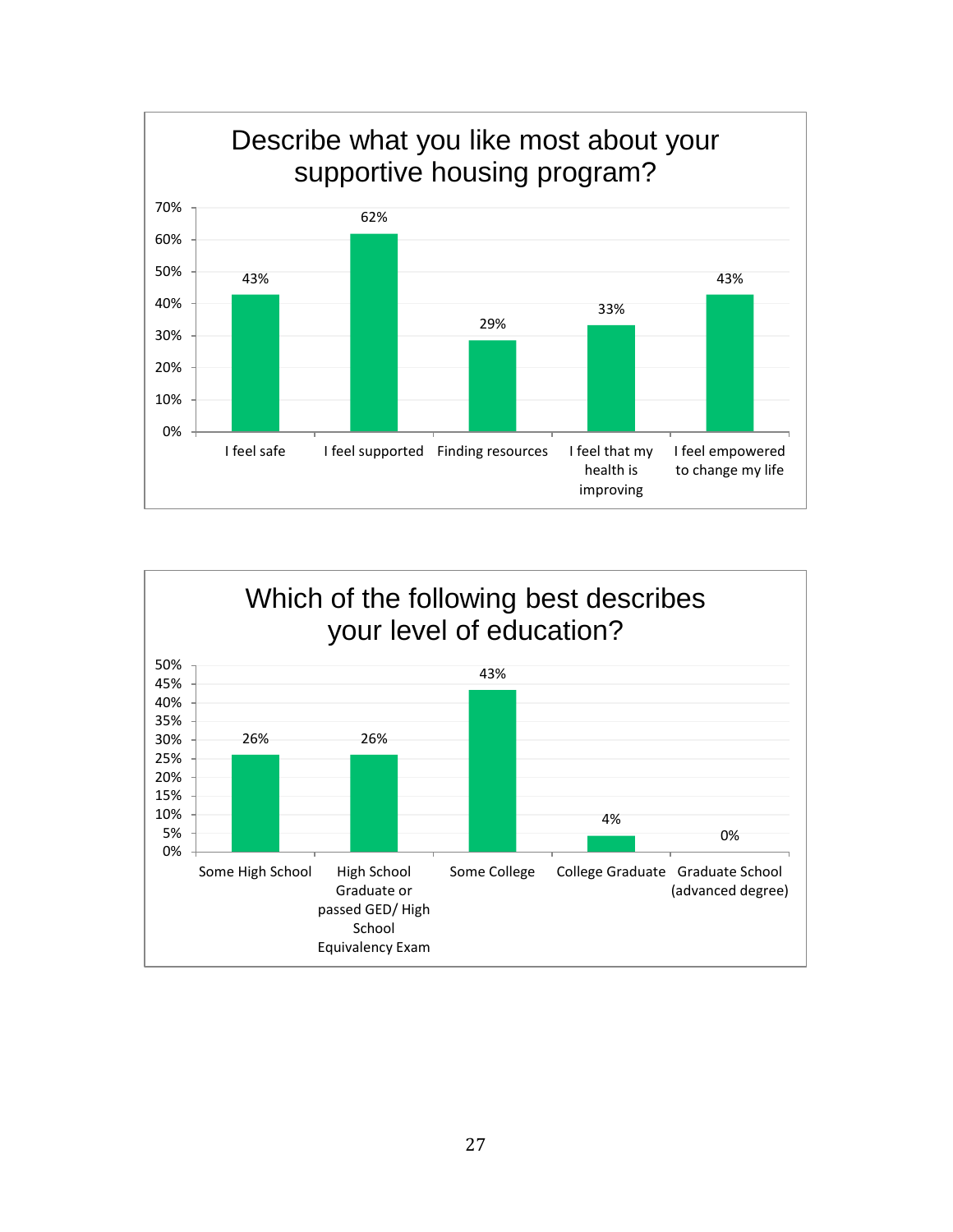## Describe what you like most about your supportive housing program?

| Response | Percentage |
|---|---|
| I feel safe | 43% |
| I feel supported | 62% |
| Finding resources | 29% |
| I feel that my health is improving | 33% |
| I feel empowered to change my life | 43% |

## Which of the following best describes your level of education?

| Response | Percentage |
|---|---|
| Some High School | 26% |
| High School Graduate or passed GED/ High School Equivalency Exam | 26% |
| Some College | 43% |
| College Graduate | 4% |
| Graduate School (advanced degree) | 0% |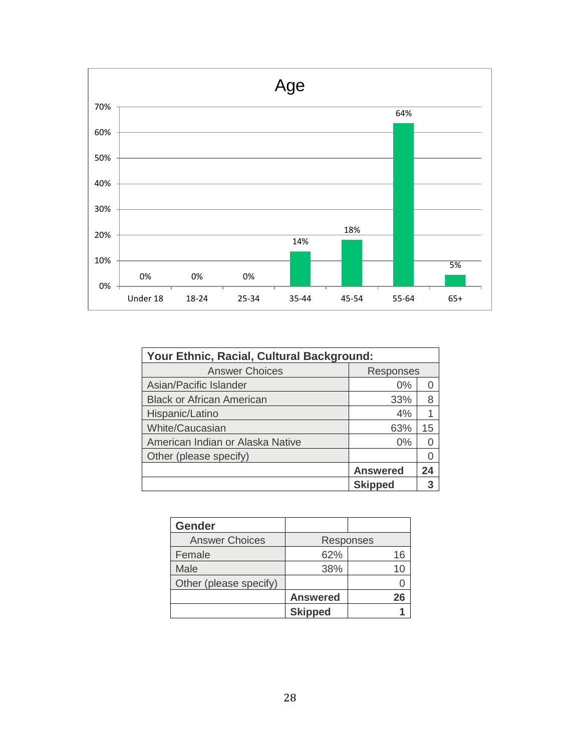**Age**

| Age | Percent |
|---|---|
| Under 18 | 0% |
| 18-24 | 0% |
| 25-34 | 0% |
| 35-44 | 14% |
| 45-54 | 18% |
| 55-64 | 64% |
| 65+ | 5% |

| Your Ethnic, Racial, Cultural Background: | | |
|---|---|---|
| Answer Choices | Responses | |
| Asian/Pacific Islander | 0% | 0 |
| Black or African American | 33% | 8 |
| Hispanic/Latino | 4% | 1 |
| White/Caucasian | 63% | 15 |
| American Indian or Alaska Native | 0% | 0 |
| Other (please specify) | | 0 |
| | **Answered** | **24** |
| | **Skipped** | **3** |

| Gender | | |
|---|---|---|
| Answer Choices | Responses | |
| Female | 62% | 16 |
| Male | 38% | 10 |
| Other (please specify) | | 0 |
| | **Answered** | **26** |
| | **Skipped** | **1** |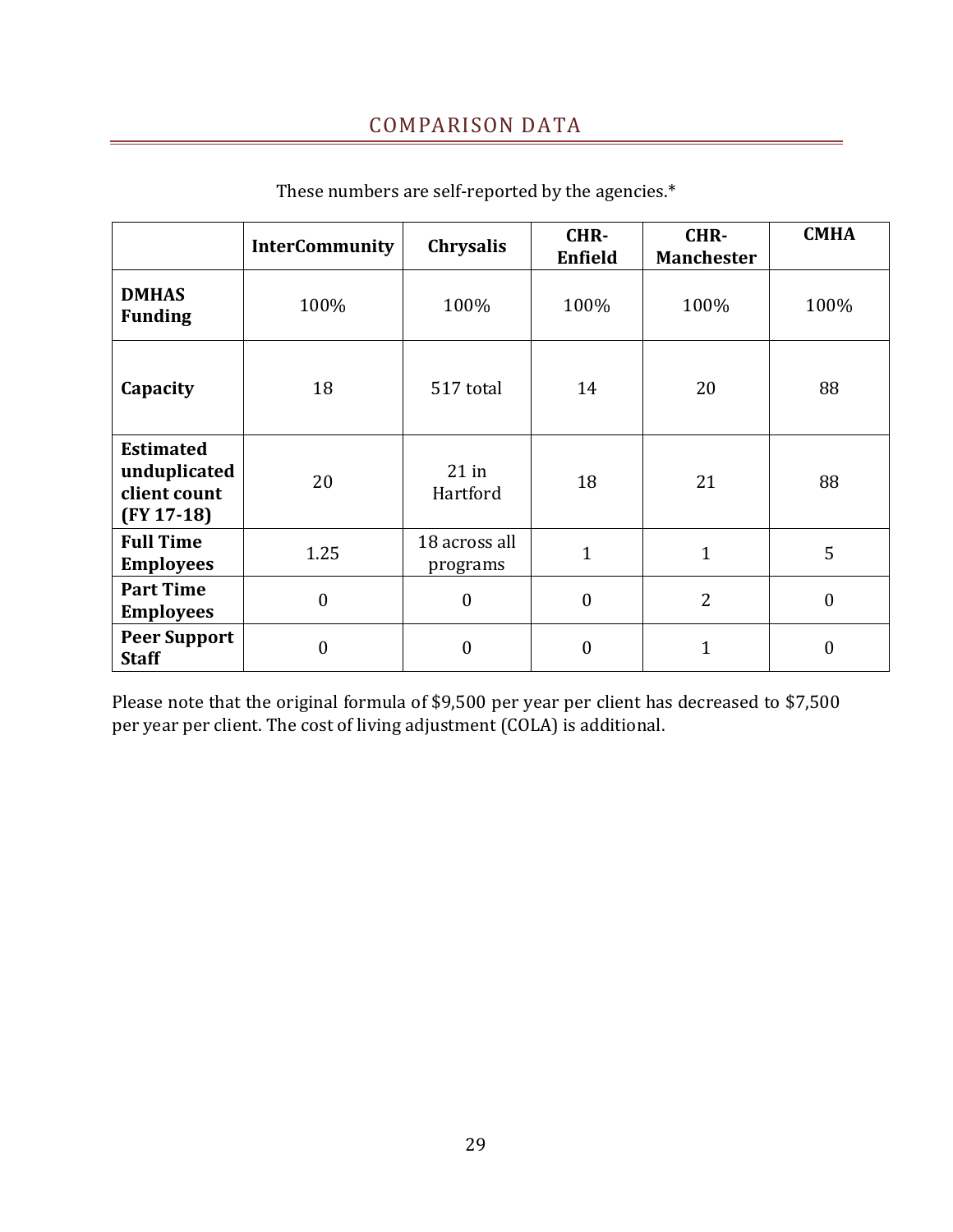## COMPARISON DATA

These numbers are self-reported by the agencies.*

| | InterCommunity | Chrysalis | CHR-Enfield | CHR-Manchester | CMHA |
|---|---|---|---|---|---|
| **DMHAS Funding** | 100% | 100% | 100% | 100% | 100% |
| **Capacity** | 18 | 517 total | 14 | 20 | 88 |
| **Estimated unduplicated client count (FY 17-18)** | 20 | 21 in Hartford | 18 | 21 | 88 |
| **Full Time Employees** | 1.25 | 18 across all programs | 1 | 1 | 5 |
| **Part Time Employees** | 0 | 0 | 0 | 2 | 0 |
| **Peer Support Staff** | 0 | 0 | 0 | 1 | 0 |

Please note that the original formula of $9,500 per year per client has decreased to $7,500 per year per client. The cost of living adjustment (COLA) is additional.